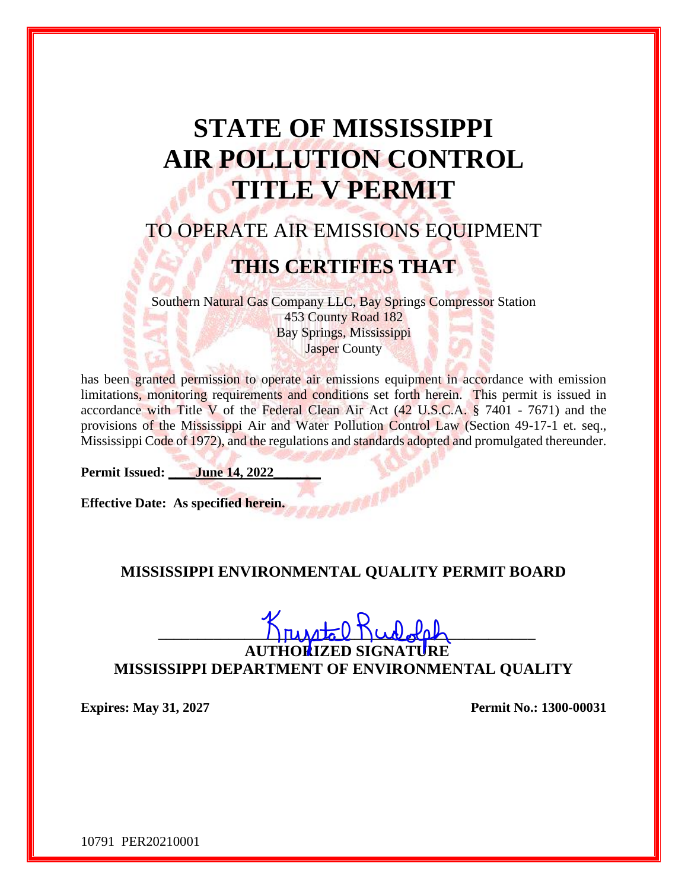# STATE OF MISSISSIPPI
# AIR POLLUTION CONTROL
# TITLE V PERMIT

## TO OPERATE AIR EMISSIONS EQUIPMENT

## THIS CERTIFIES THAT

Southern Natural Gas Company LLC, Bay Springs Compressor Station
453 County Road 182
Bay Springs, Mississippi
Jasper County

has been granted permission to operate air emissions equipment in accordance with emission limitations, monitoring requirements and conditions set forth herein. This permit is issued in accordance with Title V of the Federal Clean Air Act (42 U.S.C.A. § 7401 - 7671) and the provisions of the Mississippi Air and Water Pollution Control Law (Section 49-17-1 et. seq., Mississippi Code of 1972), and the regulations and standards adopted and promulgated thereunder.

**Permit Issued: June 14, 2022**

**Effective Date: As specified herein.**

**MISSISSIPPI ENVIRONMENTAL QUALITY PERMIT BOARD**

Krystal Rudolph
**AUTHORIZED SIGNATURE**
**MISSISSIPPI DEPARTMENT OF ENVIRONMENTAL QUALITY**

**Expires: May 31, 2027** **Permit No.: 1300-00031**

10791 PER20210001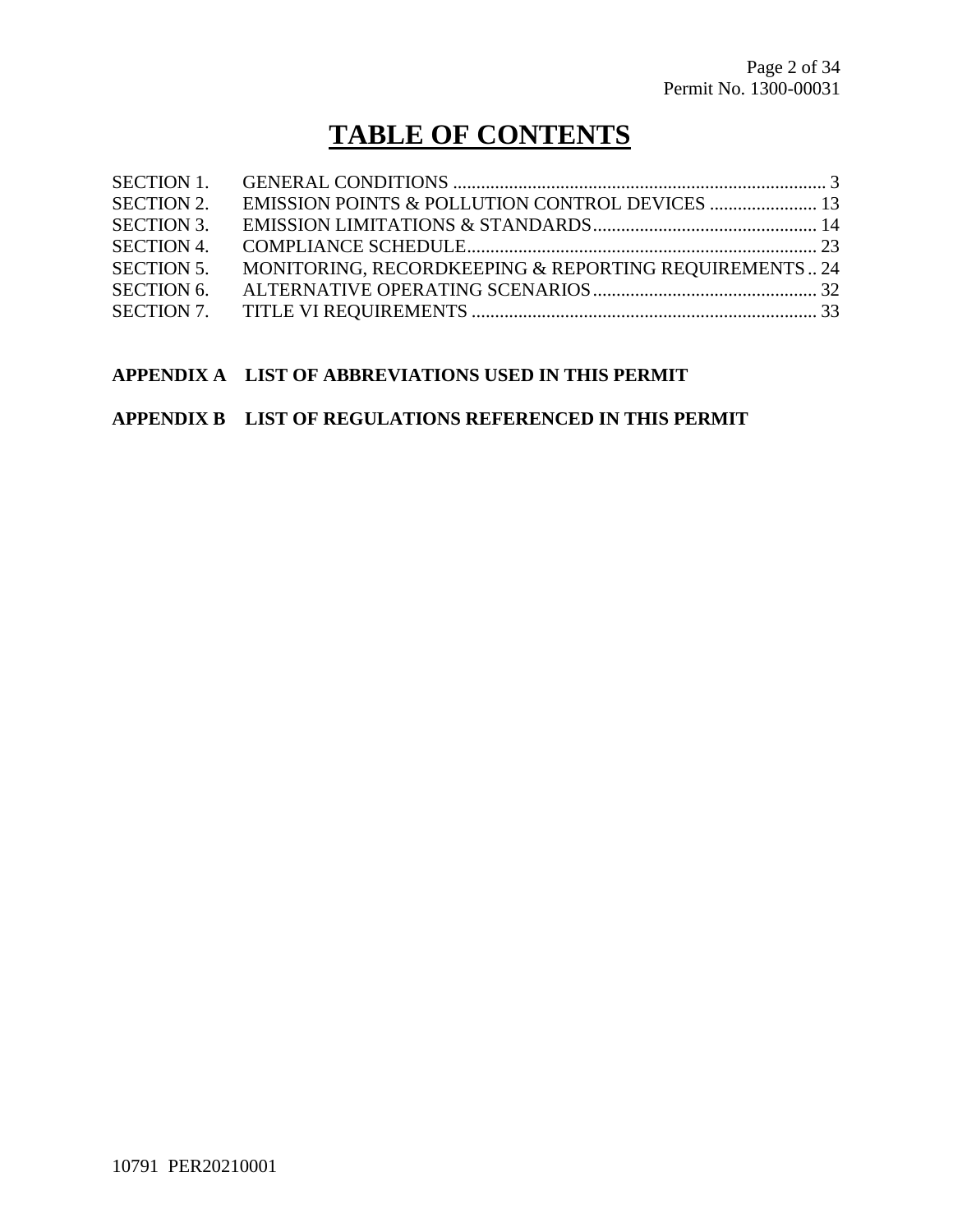# TABLE OF CONTENTS

| | | |
|---|---|---|
| SECTION 1. | GENERAL CONDITIONS | 3 |
| SECTION 2. | EMISSION POINTS & POLLUTION CONTROL DEVICES | 13 |
| SECTION 3. | EMISSION LIMITATIONS & STANDARDS | 14 |
| SECTION 4. | COMPLIANCE SCHEDULE | 23 |
| SECTION 5. | MONITORING, RECORDKEEPING & REPORTING REQUIREMENTS | 24 |
| SECTION 6. | ALTERNATIVE OPERATING SCENARIOS | 32 |
| SECTION 7. | TITLE VI REQUIREMENTS | 33 |

**APPENDIX A LIST OF ABBREVIATIONS USED IN THIS PERMIT**

**APPENDIX B LIST OF REGULATIONS REFERENCED IN THIS PERMIT**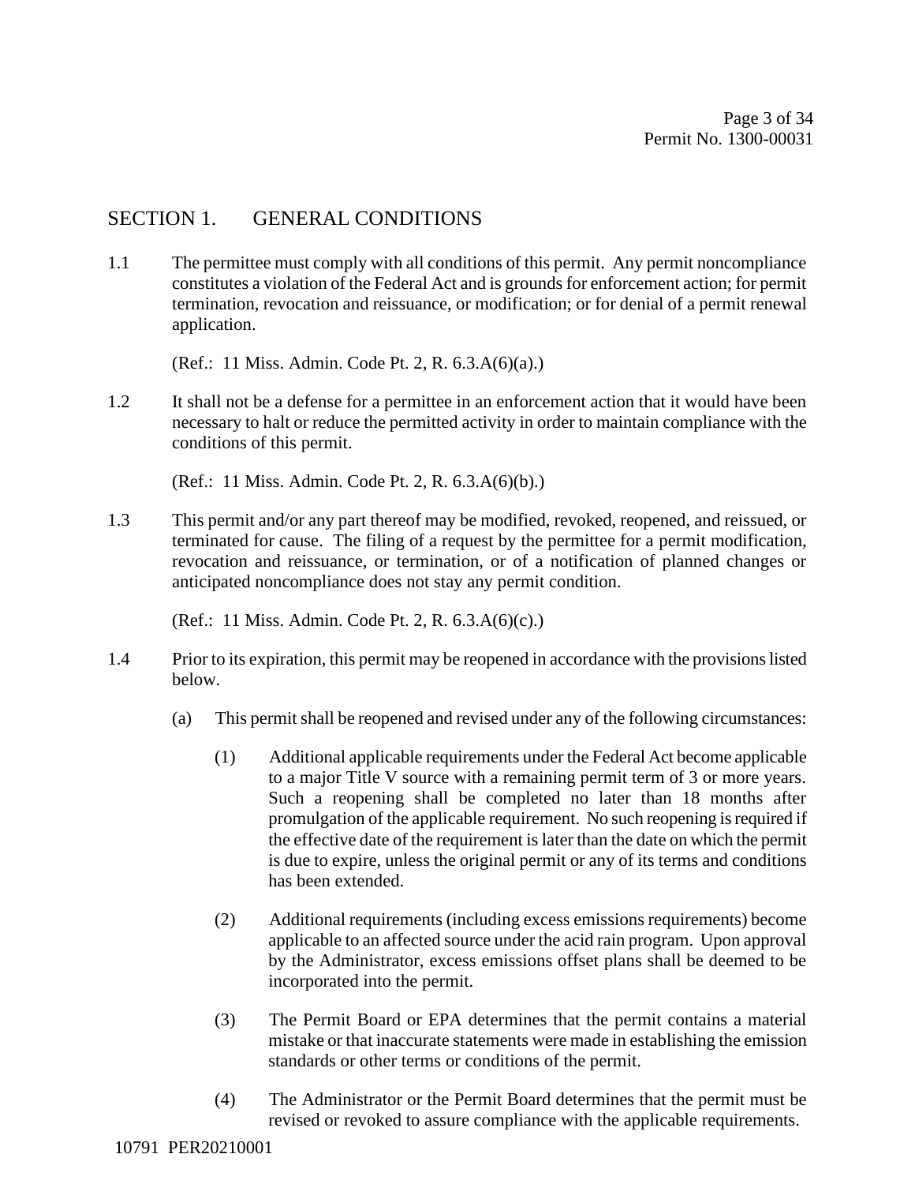## SECTION 1. GENERAL CONDITIONS

1.1 The permittee must comply with all conditions of this permit. Any permit noncompliance constitutes a violation of the Federal Act and is grounds for enforcement action; for permit termination, revocation and reissuance, or modification; or for denial of a permit renewal application.

(Ref.: 11 Miss. Admin. Code Pt. 2, R. 6.3.A(6)(a).)

1.2 It shall not be a defense for a permittee in an enforcement action that it would have been necessary to halt or reduce the permitted activity in order to maintain compliance with the conditions of this permit.

(Ref.: 11 Miss. Admin. Code Pt. 2, R. 6.3.A(6)(b).)

1.3 This permit and/or any part thereof may be modified, revoked, reopened, and reissued, or terminated for cause. The filing of a request by the permittee for a permit modification, revocation and reissuance, or termination, or of a notification of planned changes or anticipated noncompliance does not stay any permit condition.

(Ref.: 11 Miss. Admin. Code Pt. 2, R. 6.3.A(6)(c).)

1.4 Prior to its expiration, this permit may be reopened in accordance with the provisions listed below.

(a) This permit shall be reopened and revised under any of the following circumstances:

(1) Additional applicable requirements under the Federal Act become applicable to a major Title V source with a remaining permit term of 3 or more years. Such a reopening shall be completed no later than 18 months after promulgation of the applicable requirement. No such reopening is required if the effective date of the requirement is later than the date on which the permit is due to expire, unless the original permit or any of its terms and conditions has been extended.

(2) Additional requirements (including excess emissions requirements) become applicable to an affected source under the acid rain program. Upon approval by the Administrator, excess emissions offset plans shall be deemed to be incorporated into the permit.

(3) The Permit Board or EPA determines that the permit contains a material mistake or that inaccurate statements were made in establishing the emission standards or other terms or conditions of the permit.

(4) The Administrator or the Permit Board determines that the permit must be revised or revoked to assure compliance with the applicable requirements.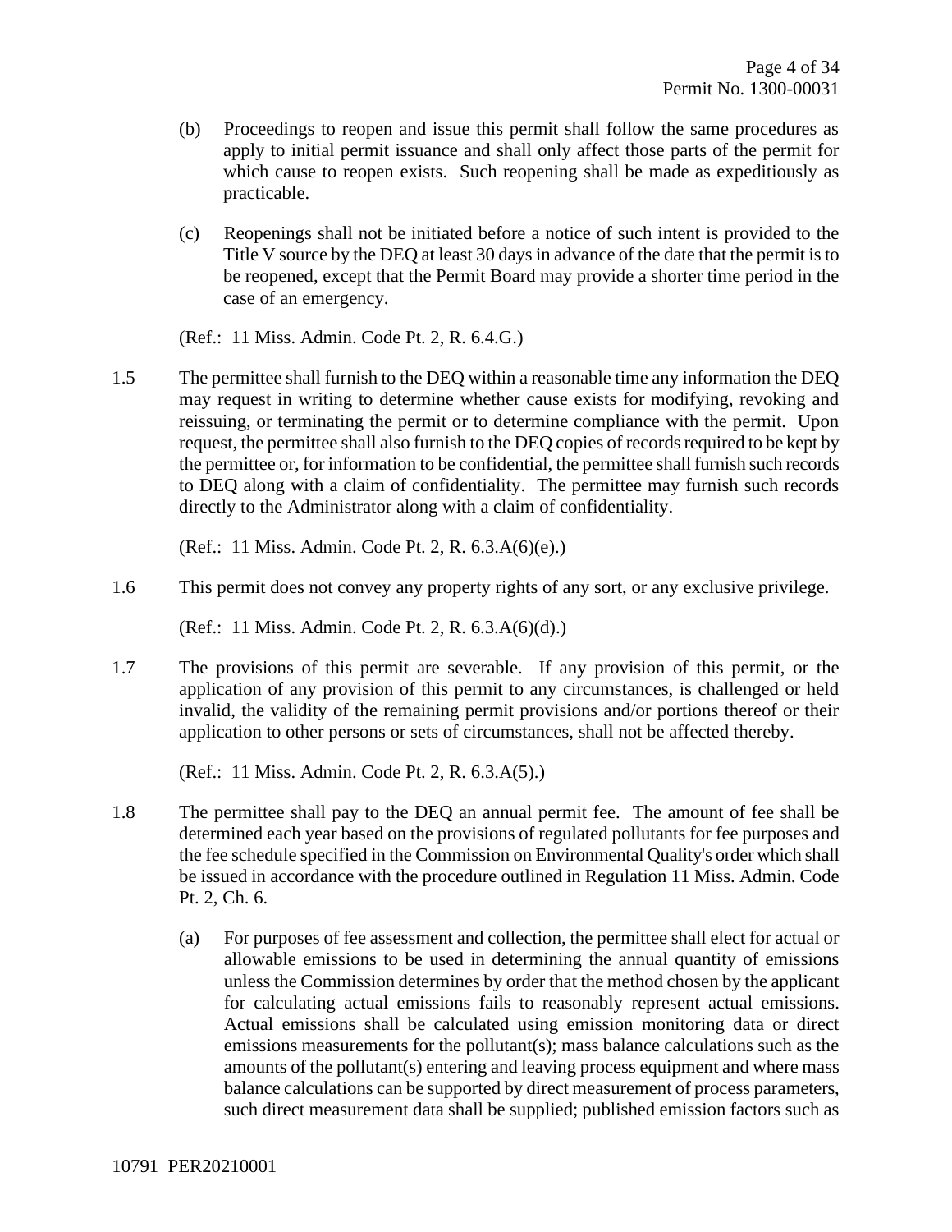(b) Proceedings to reopen and issue this permit shall follow the same procedures as apply to initial permit issuance and shall only affect those parts of the permit for which cause to reopen exists. Such reopening shall be made as expeditiously as practicable.

(c) Reopenings shall not be initiated before a notice of such intent is provided to the Title V source by the DEQ at least 30 days in advance of the date that the permit is to be reopened, except that the Permit Board may provide a shorter time period in the case of an emergency.

(Ref.: 11 Miss. Admin. Code Pt. 2, R. 6.4.G.)

1.5 The permittee shall furnish to the DEQ within a reasonable time any information the DEQ may request in writing to determine whether cause exists for modifying, revoking and reissuing, or terminating the permit or to determine compliance with the permit. Upon request, the permittee shall also furnish to the DEQ copies of records required to be kept by the permittee or, for information to be confidential, the permittee shall furnish such records to DEQ along with a claim of confidentiality. The permittee may furnish such records directly to the Administrator along with a claim of confidentiality.

(Ref.: 11 Miss. Admin. Code Pt. 2, R. 6.3.A(6)(e).)

1.6 This permit does not convey any property rights of any sort, or any exclusive privilege.

(Ref.: 11 Miss. Admin. Code Pt. 2, R. 6.3.A(6)(d).)

1.7 The provisions of this permit are severable. If any provision of this permit, or the application of any provision of this permit to any circumstances, is challenged or held invalid, the validity of the remaining permit provisions and/or portions thereof or their application to other persons or sets of circumstances, shall not be affected thereby.

(Ref.: 11 Miss. Admin. Code Pt. 2, R. 6.3.A(5).)

1.8 The permittee shall pay to the DEQ an annual permit fee. The amount of fee shall be determined each year based on the provisions of regulated pollutants for fee purposes and the fee schedule specified in the Commission on Environmental Quality's order which shall be issued in accordance with the procedure outlined in Regulation 11 Miss. Admin. Code Pt. 2, Ch. 6.

(a) For purposes of fee assessment and collection, the permittee shall elect for actual or allowable emissions to be used in determining the annual quantity of emissions unless the Commission determines by order that the method chosen by the applicant for calculating actual emissions fails to reasonably represent actual emissions. Actual emissions shall be calculated using emission monitoring data or direct emissions measurements for the pollutant(s); mass balance calculations such as the amounts of the pollutant(s) entering and leaving process equipment and where mass balance calculations can be supported by direct measurement of process parameters, such direct measurement data shall be supplied; published emission factors such as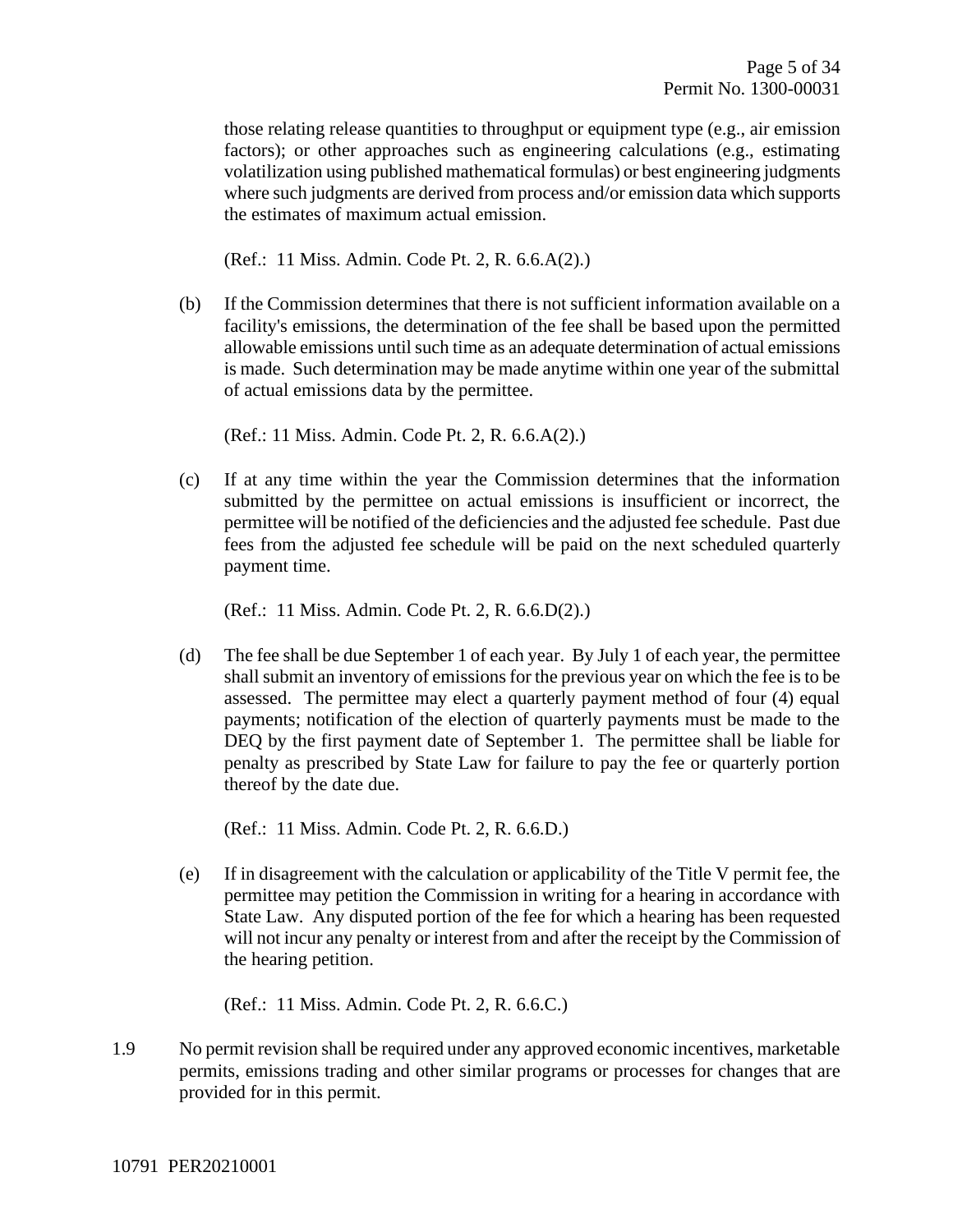those relating release quantities to throughput or equipment type (e.g., air emission factors); or other approaches such as engineering calculations (e.g., estimating volatilization using published mathematical formulas) or best engineering judgments where such judgments are derived from process and/or emission data which supports the estimates of maximum actual emission.

(Ref.: 11 Miss. Admin. Code Pt. 2, R. 6.6.A(2).)

(b) If the Commission determines that there is not sufficient information available on a facility's emissions, the determination of the fee shall be based upon the permitted allowable emissions until such time as an adequate determination of actual emissions is made. Such determination may be made anytime within one year of the submittal of actual emissions data by the permittee.

(Ref.: 11 Miss. Admin. Code Pt. 2, R. 6.6.A(2).)

(c) If at any time within the year the Commission determines that the information submitted by the permittee on actual emissions is insufficient or incorrect, the permittee will be notified of the deficiencies and the adjusted fee schedule. Past due fees from the adjusted fee schedule will be paid on the next scheduled quarterly payment time.

(Ref.: 11 Miss. Admin. Code Pt. 2, R. 6.6.D(2).)

(d) The fee shall be due September 1 of each year. By July 1 of each year, the permittee shall submit an inventory of emissions for the previous year on which the fee is to be assessed. The permittee may elect a quarterly payment method of four (4) equal payments; notification of the election of quarterly payments must be made to the DEQ by the first payment date of September 1. The permittee shall be liable for penalty as prescribed by State Law for failure to pay the fee or quarterly portion thereof by the date due.

(Ref.: 11 Miss. Admin. Code Pt. 2, R. 6.6.D.)

(e) If in disagreement with the calculation or applicability of the Title V permit fee, the permittee may petition the Commission in writing for a hearing in accordance with State Law. Any disputed portion of the fee for which a hearing has been requested will not incur any penalty or interest from and after the receipt by the Commission of the hearing petition.

(Ref.: 11 Miss. Admin. Code Pt. 2, R. 6.6.C.)

1.9 No permit revision shall be required under any approved economic incentives, marketable permits, emissions trading and other similar programs or processes for changes that are provided for in this permit.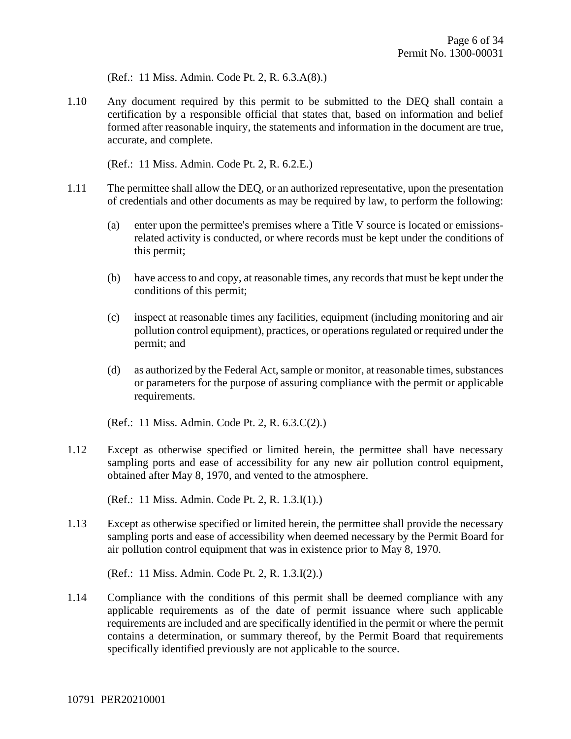(Ref.: 11 Miss. Admin. Code Pt. 2, R. 6.3.A(8).)

1.10 Any document required by this permit to be submitted to the DEQ shall contain a certification by a responsible official that states that, based on information and belief formed after reasonable inquiry, the statements and information in the document are true, accurate, and complete.

(Ref.: 11 Miss. Admin. Code Pt. 2, R. 6.2.E.)

1.11 The permittee shall allow the DEQ, or an authorized representative, upon the presentation of credentials and other documents as may be required by law, to perform the following:

(a) enter upon the permittee's premises where a Title V source is located or emissions-related activity is conducted, or where records must be kept under the conditions of this permit;

(b) have access to and copy, at reasonable times, any records that must be kept under the conditions of this permit;

(c) inspect at reasonable times any facilities, equipment (including monitoring and air pollution control equipment), practices, or operations regulated or required under the permit; and

(d) as authorized by the Federal Act, sample or monitor, at reasonable times, substances or parameters for the purpose of assuring compliance with the permit or applicable requirements.

(Ref.: 11 Miss. Admin. Code Pt. 2, R. 6.3.C(2).)

1.12 Except as otherwise specified or limited herein, the permittee shall have necessary sampling ports and ease of accessibility for any new air pollution control equipment, obtained after May 8, 1970, and vented to the atmosphere.

(Ref.: 11 Miss. Admin. Code Pt. 2, R. 1.3.I(1).)

1.13 Except as otherwise specified or limited herein, the permittee shall provide the necessary sampling ports and ease of accessibility when deemed necessary by the Permit Board for air pollution control equipment that was in existence prior to May 8, 1970.

(Ref.: 11 Miss. Admin. Code Pt. 2, R. 1.3.I(2).)

1.14 Compliance with the conditions of this permit shall be deemed compliance with any applicable requirements as of the date of permit issuance where such applicable requirements are included and are specifically identified in the permit or where the permit contains a determination, or summary thereof, by the Permit Board that requirements specifically identified previously are not applicable to the source.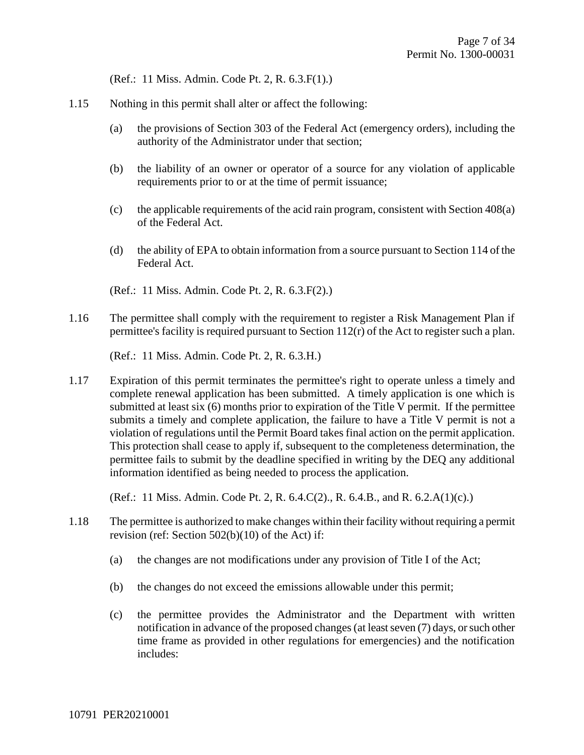(Ref.: 11 Miss. Admin. Code Pt. 2, R. 6.3.F(1).)

1.15 Nothing in this permit shall alter or affect the following:

(a) the provisions of Section 303 of the Federal Act (emergency orders), including the authority of the Administrator under that section;

(b) the liability of an owner or operator of a source for any violation of applicable requirements prior to or at the time of permit issuance;

(c) the applicable requirements of the acid rain program, consistent with Section 408(a) of the Federal Act.

(d) the ability of EPA to obtain information from a source pursuant to Section 114 of the Federal Act.

(Ref.: 11 Miss. Admin. Code Pt. 2, R. 6.3.F(2).)

1.16 The permittee shall comply with the requirement to register a Risk Management Plan if permittee's facility is required pursuant to Section 112(r) of the Act to register such a plan.

(Ref.: 11 Miss. Admin. Code Pt. 2, R. 6.3.H.)

1.17 Expiration of this permit terminates the permittee's right to operate unless a timely and complete renewal application has been submitted. A timely application is one which is submitted at least six (6) months prior to expiration of the Title V permit. If the permittee submits a timely and complete application, the failure to have a Title V permit is not a violation of regulations until the Permit Board takes final action on the permit application. This protection shall cease to apply if, subsequent to the completeness determination, the permittee fails to submit by the deadline specified in writing by the DEQ any additional information identified as being needed to process the application.

(Ref.: 11 Miss. Admin. Code Pt. 2, R. 6.4.C(2)., R. 6.4.B., and R. 6.2.A(1)(c).)

1.18 The permittee is authorized to make changes within their facility without requiring a permit revision (ref: Section 502(b)(10) of the Act) if:

(a) the changes are not modifications under any provision of Title I of the Act;

(b) the changes do not exceed the emissions allowable under this permit;

(c) the permittee provides the Administrator and the Department with written notification in advance of the proposed changes (at least seven (7) days, or such other time frame as provided in other regulations for emergencies) and the notification includes: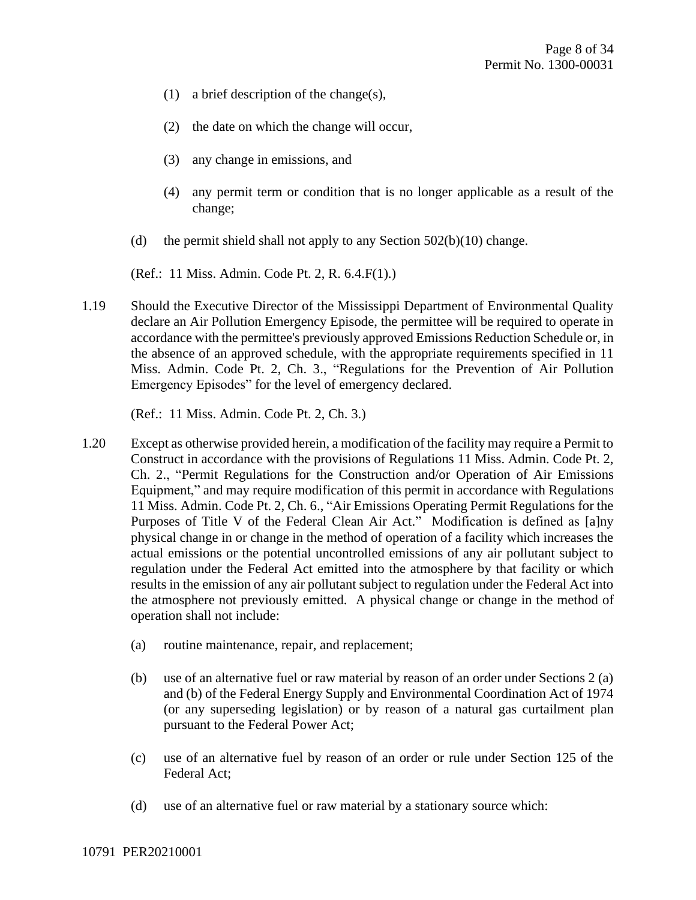(1) a brief description of the change(s),

(2) the date on which the change will occur,

(3) any change in emissions, and

(4) any permit term or condition that is no longer applicable as a result of the change;

(d) the permit shield shall not apply to any Section 502(b)(10) change.

(Ref.: 11 Miss. Admin. Code Pt. 2, R. 6.4.F(1).)

1.19 Should the Executive Director of the Mississippi Department of Environmental Quality declare an Air Pollution Emergency Episode, the permittee will be required to operate in accordance with the permittee's previously approved Emissions Reduction Schedule or, in the absence of an approved schedule, with the appropriate requirements specified in 11 Miss. Admin. Code Pt. 2, Ch. 3., "Regulations for the Prevention of Air Pollution Emergency Episodes" for the level of emergency declared.

(Ref.: 11 Miss. Admin. Code Pt. 2, Ch. 3.)

1.20 Except as otherwise provided herein, a modification of the facility may require a Permit to Construct in accordance with the provisions of Regulations 11 Miss. Admin. Code Pt. 2, Ch. 2., "Permit Regulations for the Construction and/or Operation of Air Emissions Equipment," and may require modification of this permit in accordance with Regulations 11 Miss. Admin. Code Pt. 2, Ch. 6., "Air Emissions Operating Permit Regulations for the Purposes of Title V of the Federal Clean Air Act." Modification is defined as [a]ny physical change in or change in the method of operation of a facility which increases the actual emissions or the potential uncontrolled emissions of any air pollutant subject to regulation under the Federal Act emitted into the atmosphere by that facility or which results in the emission of any air pollutant subject to regulation under the Federal Act into the atmosphere not previously emitted. A physical change or change in the method of operation shall not include:

(a) routine maintenance, repair, and replacement;

(b) use of an alternative fuel or raw material by reason of an order under Sections 2 (a) and (b) of the Federal Energy Supply and Environmental Coordination Act of 1974 (or any superseding legislation) or by reason of a natural gas curtailment plan pursuant to the Federal Power Act;

(c) use of an alternative fuel by reason of an order or rule under Section 125 of the Federal Act;

(d) use of an alternative fuel or raw material by a stationary source which:

10791 PER20210001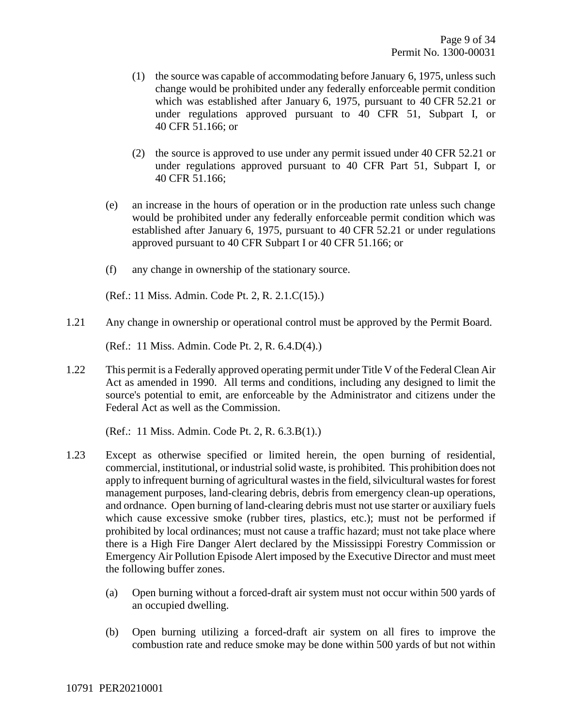(1) the source was capable of accommodating before January 6, 1975, unless such change would be prohibited under any federally enforceable permit condition which was established after January 6, 1975, pursuant to 40 CFR 52.21 or under regulations approved pursuant to 40 CFR 51, Subpart I, or 40 CFR 51.166; or

(2) the source is approved to use under any permit issued under 40 CFR 52.21 or under regulations approved pursuant to 40 CFR Part 51, Subpart I, or 40 CFR 51.166;

(e) an increase in the hours of operation or in the production rate unless such change would be prohibited under any federally enforceable permit condition which was established after January 6, 1975, pursuant to 40 CFR 52.21 or under regulations approved pursuant to 40 CFR Subpart I or 40 CFR 51.166; or

(f) any change in ownership of the stationary source.

(Ref.: 11 Miss. Admin. Code Pt. 2, R. 2.1.C(15).)

1.21 Any change in ownership or operational control must be approved by the Permit Board.

(Ref.: 11 Miss. Admin. Code Pt. 2, R. 6.4.D(4).)

1.22 This permit is a Federally approved operating permit under Title V of the Federal Clean Air Act as amended in 1990. All terms and conditions, including any designed to limit the source's potential to emit, are enforceable by the Administrator and citizens under the Federal Act as well as the Commission.

(Ref.: 11 Miss. Admin. Code Pt. 2, R. 6.3.B(1).)

1.23 Except as otherwise specified or limited herein, the open burning of residential, commercial, institutional, or industrial solid waste, is prohibited. This prohibition does not apply to infrequent burning of agricultural wastes in the field, silvicultural wastes for forest management purposes, land-clearing debris, debris from emergency clean-up operations, and ordnance. Open burning of land-clearing debris must not use starter or auxiliary fuels which cause excessive smoke (rubber tires, plastics, etc.); must not be performed if prohibited by local ordinances; must not cause a traffic hazard; must not take place where there is a High Fire Danger Alert declared by the Mississippi Forestry Commission or Emergency Air Pollution Episode Alert imposed by the Executive Director and must meet the following buffer zones.

(a) Open burning without a forced-draft air system must not occur within 500 yards of an occupied dwelling.

(b) Open burning utilizing a forced-draft air system on all fires to improve the combustion rate and reduce smoke may be done within 500 yards of but not within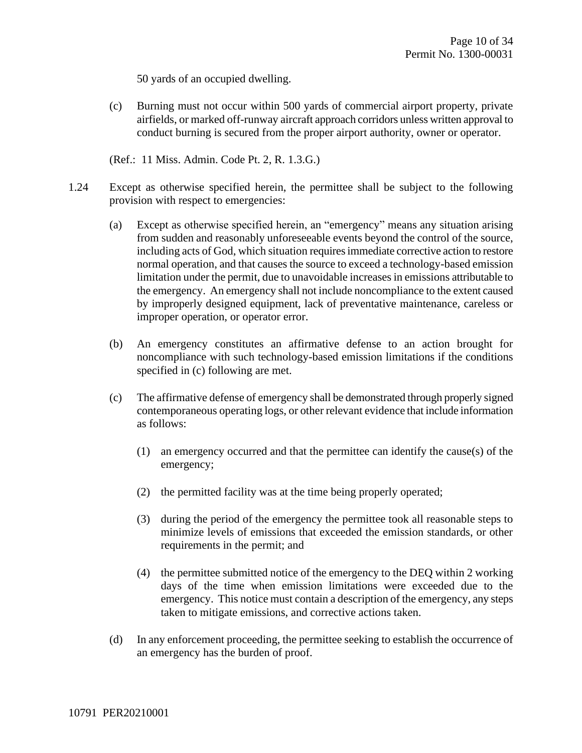50 yards of an occupied dwelling.

(c) Burning must not occur within 500 yards of commercial airport property, private airfields, or marked off-runway aircraft approach corridors unless written approval to conduct burning is secured from the proper airport authority, owner or operator.

(Ref.: 11 Miss. Admin. Code Pt. 2, R. 1.3.G.)

1.24 Except as otherwise specified herein, the permittee shall be subject to the following provision with respect to emergencies:

(a) Except as otherwise specified herein, an "emergency" means any situation arising from sudden and reasonably unforeseeable events beyond the control of the source, including acts of God, which situation requires immediate corrective action to restore normal operation, and that causes the source to exceed a technology-based emission limitation under the permit, due to unavoidable increases in emissions attributable to the emergency. An emergency shall not include noncompliance to the extent caused by improperly designed equipment, lack of preventative maintenance, careless or improper operation, or operator error.

(b) An emergency constitutes an affirmative defense to an action brought for noncompliance with such technology-based emission limitations if the conditions specified in (c) following are met.

(c) The affirmative defense of emergency shall be demonstrated through properly signed contemporaneous operating logs, or other relevant evidence that include information as follows:

(1) an emergency occurred and that the permittee can identify the cause(s) of the emergency;

(2) the permitted facility was at the time being properly operated;

(3) during the period of the emergency the permittee took all reasonable steps to minimize levels of emissions that exceeded the emission standards, or other requirements in the permit; and

(4) the permittee submitted notice of the emergency to the DEQ within 2 working days of the time when emission limitations were exceeded due to the emergency. This notice must contain a description of the emergency, any steps taken to mitigate emissions, and corrective actions taken.

(d) In any enforcement proceeding, the permittee seeking to establish the occurrence of an emergency has the burden of proof.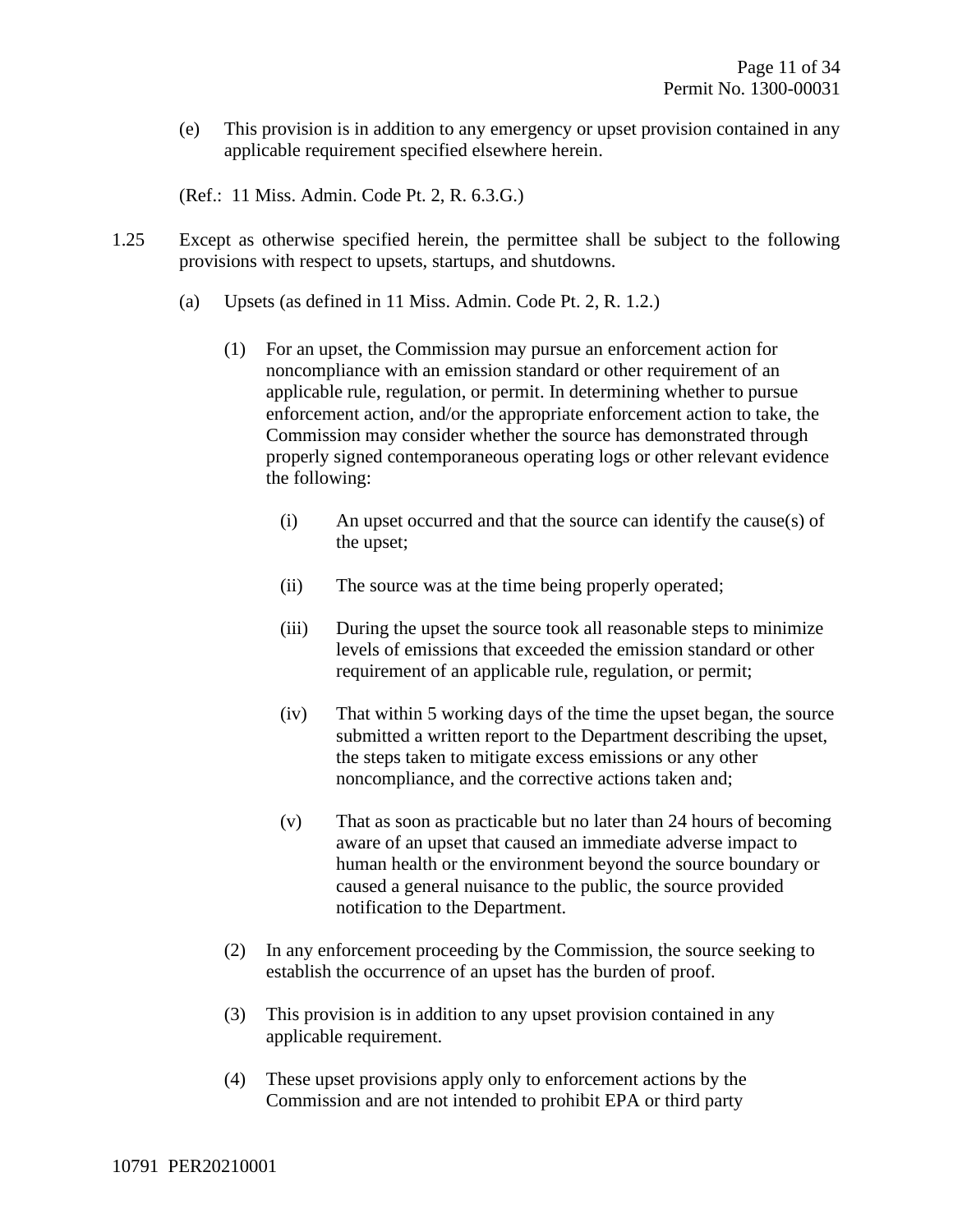(e) This provision is in addition to any emergency or upset provision contained in any applicable requirement specified elsewhere herein.

(Ref.: 11 Miss. Admin. Code Pt. 2, R. 6.3.G.)

1.25 Except as otherwise specified herein, the permittee shall be subject to the following provisions with respect to upsets, startups, and shutdowns.

(a) Upsets (as defined in 11 Miss. Admin. Code Pt. 2, R. 1.2.)

(1) For an upset, the Commission may pursue an enforcement action for noncompliance with an emission standard or other requirement of an applicable rule, regulation, or permit. In determining whether to pursue enforcement action, and/or the appropriate enforcement action to take, the Commission may consider whether the source has demonstrated through properly signed contemporaneous operating logs or other relevant evidence the following:

(i) An upset occurred and that the source can identify the cause(s) of the upset;

(ii) The source was at the time being properly operated;

(iii) During the upset the source took all reasonable steps to minimize levels of emissions that exceeded the emission standard or other requirement of an applicable rule, regulation, or permit;

(iv) That within 5 working days of the time the upset began, the source submitted a written report to the Department describing the upset, the steps taken to mitigate excess emissions or any other noncompliance, and the corrective actions taken and;

(v) That as soon as practicable but no later than 24 hours of becoming aware of an upset that caused an immediate adverse impact to human health or the environment beyond the source boundary or caused a general nuisance to the public, the source provided notification to the Department.

(2) In any enforcement proceeding by the Commission, the source seeking to establish the occurrence of an upset has the burden of proof.

(3) This provision is in addition to any upset provision contained in any applicable requirement.

(4) These upset provisions apply only to enforcement actions by the Commission and are not intended to prohibit EPA or third party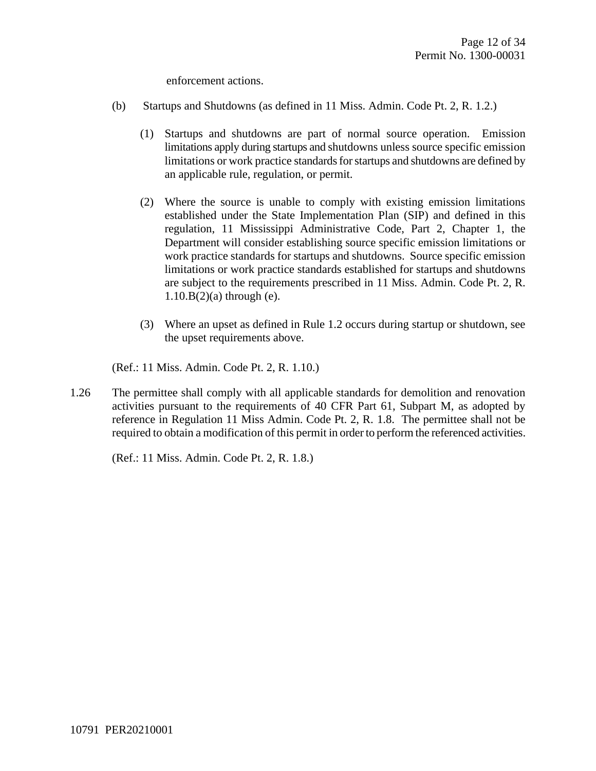enforcement actions.

(b) Startups and Shutdowns (as defined in 11 Miss. Admin. Code Pt. 2, R. 1.2.)

(1) Startups and shutdowns are part of normal source operation. Emission limitations apply during startups and shutdowns unless source specific emission limitations or work practice standards for startups and shutdowns are defined by an applicable rule, regulation, or permit.

(2) Where the source is unable to comply with existing emission limitations established under the State Implementation Plan (SIP) and defined in this regulation, 11 Mississippi Administrative Code, Part 2, Chapter 1, the Department will consider establishing source specific emission limitations or work practice standards for startups and shutdowns. Source specific emission limitations or work practice standards established for startups and shutdowns are subject to the requirements prescribed in 11 Miss. Admin. Code Pt. 2, R. 1.10.B(2)(a) through (e).

(3) Where an upset as defined in Rule 1.2 occurs during startup or shutdown, see the upset requirements above.

(Ref.: 11 Miss. Admin. Code Pt. 2, R. 1.10.)

1.26 The permittee shall comply with all applicable standards for demolition and renovation activities pursuant to the requirements of 40 CFR Part 61, Subpart M, as adopted by reference in Regulation 11 Miss Admin. Code Pt. 2, R. 1.8. The permittee shall not be required to obtain a modification of this permit in order to perform the referenced activities.

(Ref.: 11 Miss. Admin. Code Pt. 2, R. 1.8.)

10791 PER20210001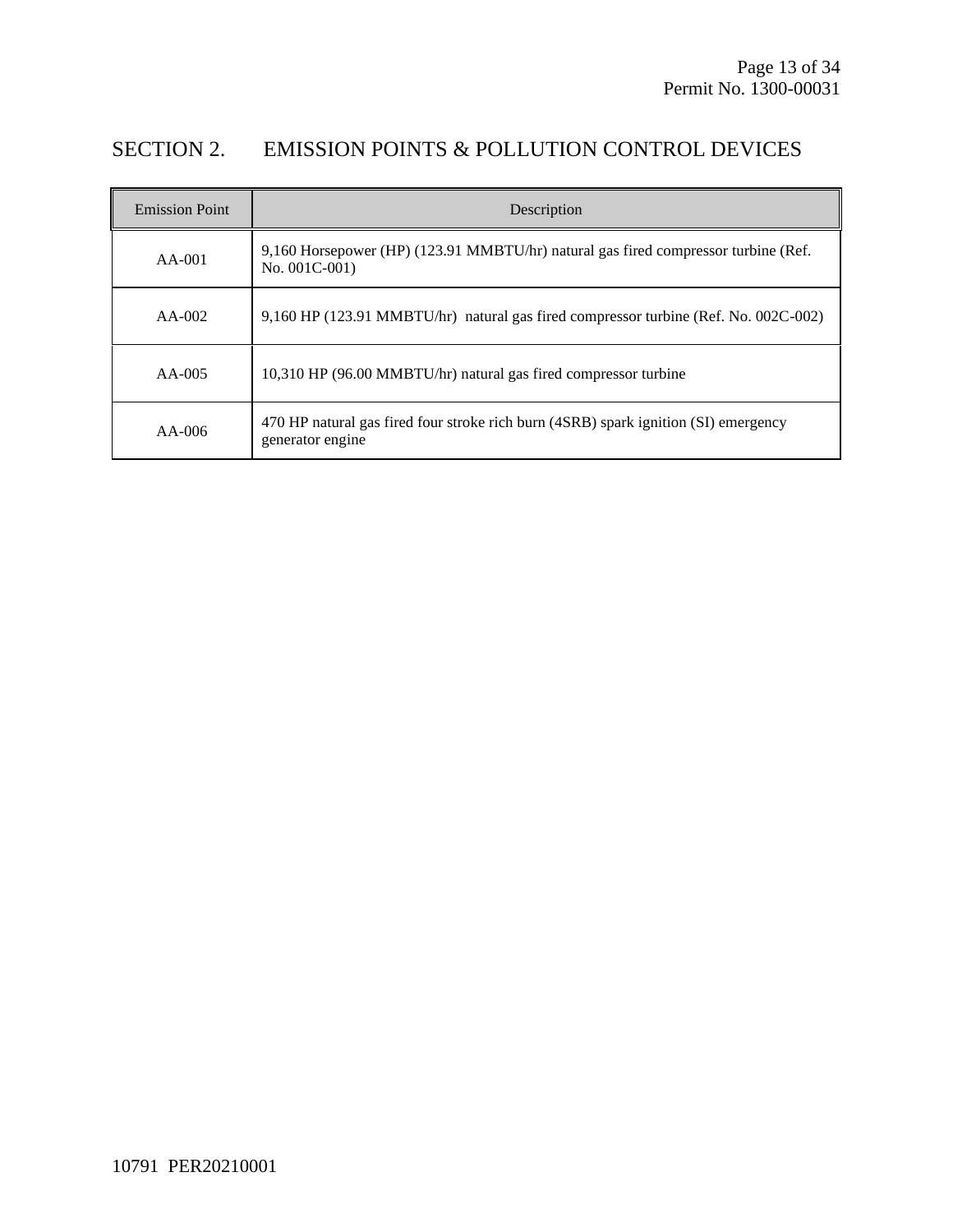## SECTION 2. EMISSION POINTS & POLLUTION CONTROL DEVICES

| Emission Point | Description |
|---|---|
| AA-001 | 9,160 Horsepower (HP) (123.91 MMBTU/hr) natural gas fired compressor turbine (Ref. No. 001C-001) |
| AA-002 | 9,160 HP (123.91 MMBTU/hr) natural gas fired compressor turbine (Ref. No. 002C-002) |
| AA-005 | 10,310 HP (96.00 MMBTU/hr) natural gas fired compressor turbine |
| AA-006 | 470 HP natural gas fired four stroke rich burn (4SRB) spark ignition (SI) emergency generator engine |

10791 PER20210001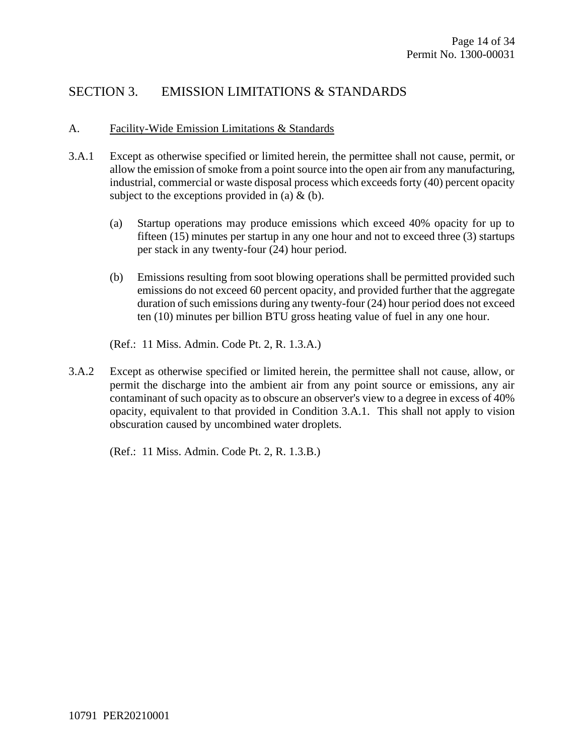## SECTION 3. EMISSION LIMITATIONS & STANDARDS

### A. Facility-Wide Emission Limitations & Standards

3.A.1 Except as otherwise specified or limited herein, the permittee shall not cause, permit, or allow the emission of smoke from a point source into the open air from any manufacturing, industrial, commercial or waste disposal process which exceeds forty (40) percent opacity subject to the exceptions provided in (a) & (b).

(a) Startup operations may produce emissions which exceed 40% opacity for up to fifteen (15) minutes per startup in any one hour and not to exceed three (3) startups per stack in any twenty-four (24) hour period.

(b) Emissions resulting from soot blowing operations shall be permitted provided such emissions do not exceed 60 percent opacity, and provided further that the aggregate duration of such emissions during any twenty-four (24) hour period does not exceed ten (10) minutes per billion BTU gross heating value of fuel in any one hour.

(Ref.: 11 Miss. Admin. Code Pt. 2, R. 1.3.A.)

3.A.2 Except as otherwise specified or limited herein, the permittee shall not cause, allow, or permit the discharge into the ambient air from any point source or emissions, any air contaminant of such opacity as to obscure an observer's view to a degree in excess of 40% opacity, equivalent to that provided in Condition 3.A.1. This shall not apply to vision obscuration caused by uncombined water droplets.

(Ref.: 11 Miss. Admin. Code Pt. 2, R. 1.3.B.)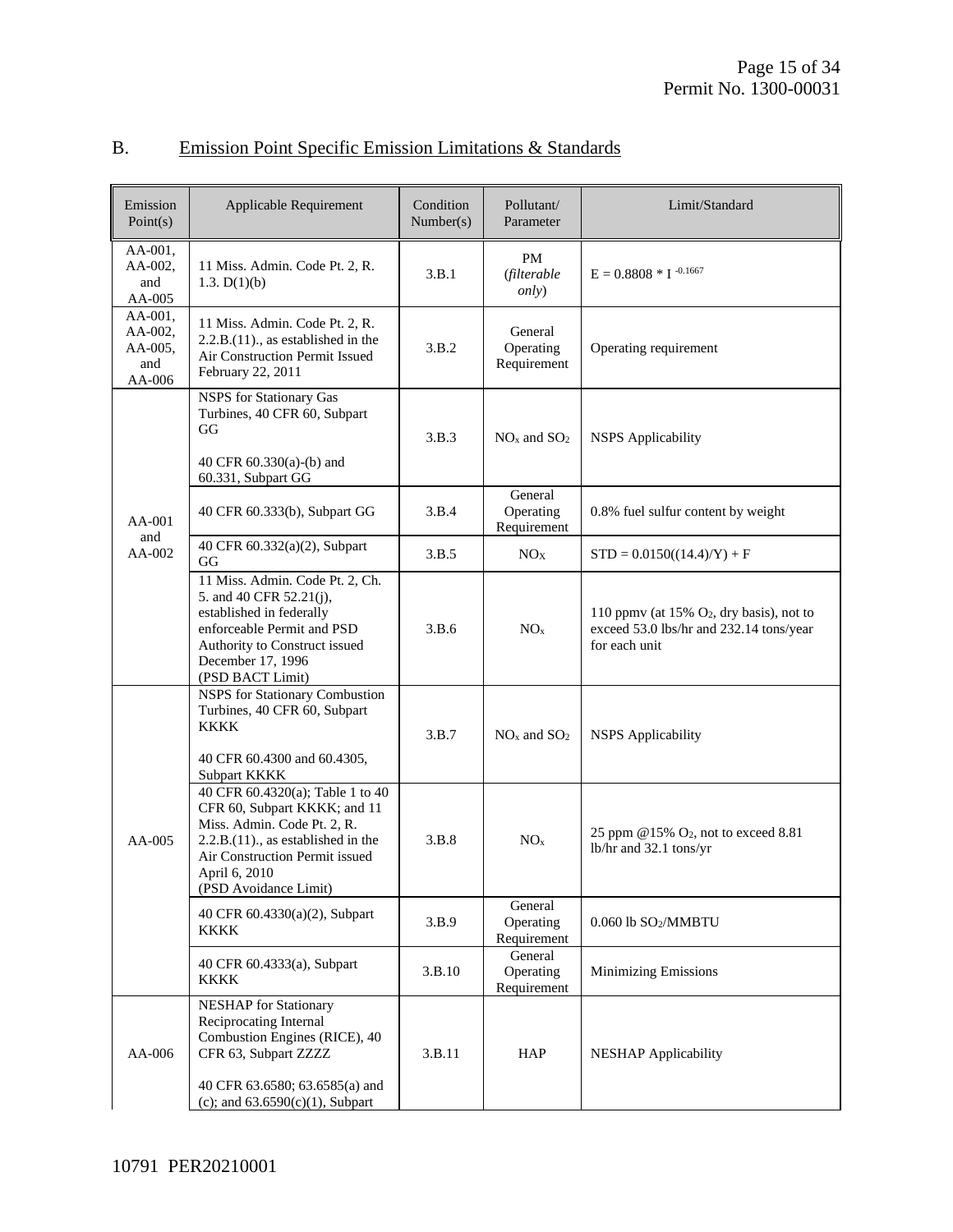## B. Emission Point Specific Emission Limitations & Standards

| Emission Point(s) | Applicable Requirement | Condition Number(s) | Pollutant/ Parameter | Limit/Standard |
|---|---|---|---|---|
| AA-001, AA-002, and AA-005 | 11 Miss. Admin. Code Pt. 2, R. 1.3. D(1)(b) | 3.B.1 | PM (*filterable only*) | $E = 0.8808 * I^{-0.1667}$ |
| AA-001, AA-002, AA-005, and AA-006 | 11 Miss. Admin. Code Pt. 2, R. 2.2.B.(11)., as established in the Air Construction Permit Issued February 22, 2011 | 3.B.2 | General Operating Requirement | Operating requirement |
| AA-001 and AA-002 | NSPS for Stationary Gas Turbines, 40 CFR 60, Subpart GG<br><br>40 CFR 60.330(a)-(b) and 60.331, Subpart GG | 3.B.3 | $NO_x$ and $SO_2$ | NSPS Applicability |
| | 40 CFR 60.333(b), Subpart GG | 3.B.4 | General Operating Requirement | 0.8% fuel sulfur content by weight |
| | 40 CFR 60.332(a)(2), Subpart GG | 3.B.5 | $NO_X$ | $STD = 0.0150((14.4)/Y) + F$ |
| | 11 Miss. Admin. Code Pt. 2, Ch. 5. and 40 CFR 52.21(j), established in federally enforceable Permit and PSD Authority to Construct issued December 17, 1996 (PSD BACT Limit) | 3.B.6 | $NO_x$ | 110 ppmv (at 15% $O_2$, dry basis), not to exceed 53.0 lbs/hr and 232.14 tons/year for each unit |
| AA-005 | NSPS for Stationary Combustion Turbines, 40 CFR 60, Subpart KKKK<br><br>40 CFR 60.4300 and 60.4305, Subpart KKKK | 3.B.7 | $NO_x$ and $SO_2$ | NSPS Applicability |
| | 40 CFR 60.4320(a); Table 1 to 40 CFR 60, Subpart KKKK; and 11 Miss. Admin. Code Pt. 2, R. 2.2.B.(11)., as established in the Air Construction Permit issued April 6, 2010 (PSD Avoidance Limit) | 3.B.8 | $NO_x$ | 25 ppm @15% $O_2$, not to exceed 8.81 lb/hr and 32.1 tons/yr |
| | 40 CFR 60.4330(a)(2), Subpart KKKK | 3.B.9 | General Operating Requirement | 0.060 lb $SO_2$/MMBTU |
| | 40 CFR 60.4333(a), Subpart KKKK | 3.B.10 | General Operating Requirement | Minimizing Emissions |
| AA-006 | NESHAP for Stationary Reciprocating Internal Combustion Engines (RICE), 40 CFR 63, Subpart ZZZZ<br><br>40 CFR 63.6580; 63.6585(a) and (c); and 63.6590(c)(1), Subpart | 3.B.11 | HAP | NESHAP Applicability |

10791 PER20210001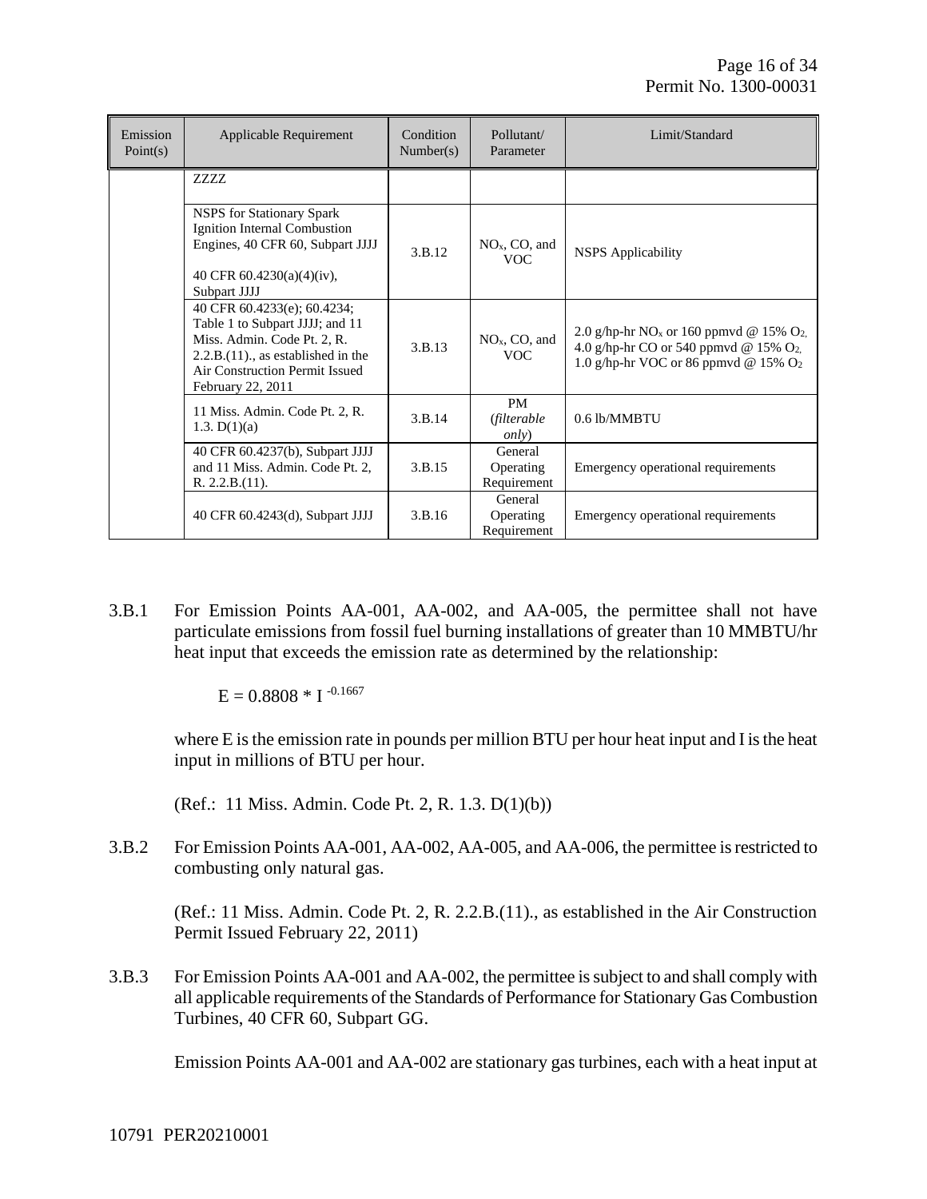| Emission Point(s) | Applicable Requirement | Condition Number(s) | Pollutant/ Parameter | Limit/Standard |
|---|---|---|---|---|
| | ZZZZ | | | |
| | NSPS for Stationary Spark Ignition Internal Combustion Engines, 40 CFR 60, Subpart JJJJ<br><br>40 CFR 60.4230(a)(4)(iv), Subpart JJJJ | 3.B.12 | $NO_x$, CO, and VOC | NSPS Applicability |
| | 40 CFR 60.4233(e); 60.4234; Table 1 to Subpart JJJJ; and 11 Miss. Admin. Code Pt. 2, R. 2.2.B.(11)., as established in the Air Construction Permit Issued February 22, 2011 | 3.B.13 | $NO_x$, CO, and VOC | 2.0 g/hp-hr $NO_x$ or 160 ppmvd @ 15% $O_2$,<br>4.0 g/hp-hr CO or 540 ppmvd @ 15% $O_2$,<br>1.0 g/hp-hr VOC or 86 ppmvd @ 15% $O_2$ |
| | 11 Miss. Admin. Code Pt. 2, R. 1.3. D(1)(a) | 3.B.14 | PM (*filterable only*) | 0.6 lb/MMBTU |
| | 40 CFR 60.4237(b), Subpart JJJJ and 11 Miss. Admin. Code Pt. 2, R. 2.2.B.(11). | 3.B.15 | General Operating Requirement | Emergency operational requirements |
| | 40 CFR 60.4243(d), Subpart JJJJ | 3.B.16 | General Operating Requirement | Emergency operational requirements |

3.B.1 For Emission Points AA-001, AA-002, and AA-005, the permittee shall not have particulate emissions from fossil fuel burning installations of greater than 10 MMBTU/hr heat input that exceeds the emission rate as determined by the relationship:

$$E = 0.8808 * I^{-0.1667}$$

where E is the emission rate in pounds per million BTU per hour heat input and I is the heat input in millions of BTU per hour.

(Ref.: 11 Miss. Admin. Code Pt. 2, R. 1.3. D(1)(b))

3.B.2 For Emission Points AA-001, AA-002, AA-005, and AA-006, the permittee is restricted to combusting only natural gas.

(Ref.: 11 Miss. Admin. Code Pt. 2, R. 2.2.B.(11)., as established in the Air Construction Permit Issued February 22, 2011)

3.B.3 For Emission Points AA-001 and AA-002, the permittee is subject to and shall comply with all applicable requirements of the Standards of Performance for Stationary Gas Combustion Turbines, 40 CFR 60, Subpart GG.

Emission Points AA-001 and AA-002 are stationary gas turbines, each with a heat input at

10791 PER20210001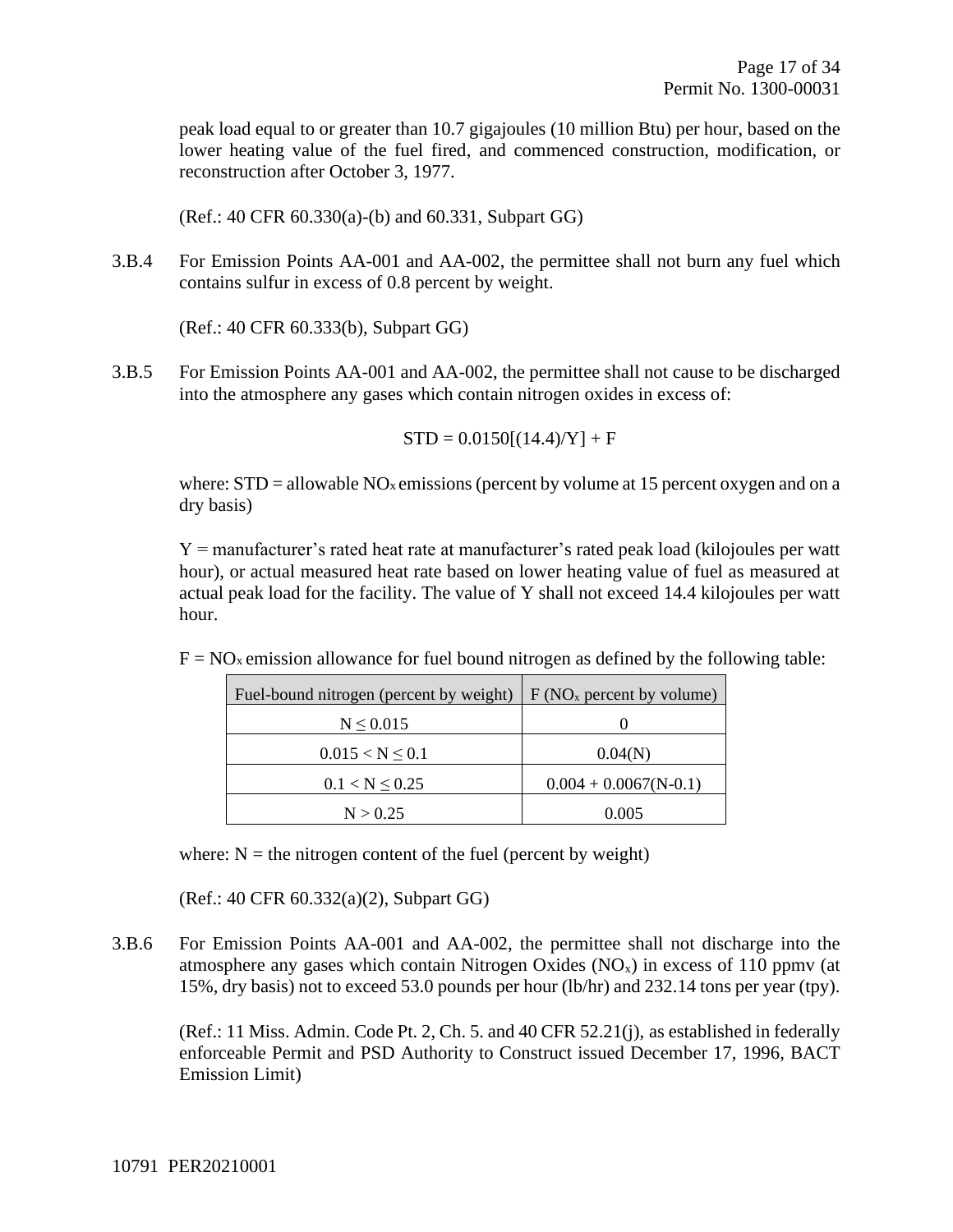peak load equal to or greater than 10.7 gigajoules (10 million Btu) per hour, based on the lower heating value of the fuel fired, and commenced construction, modification, or reconstruction after October 3, 1977.

(Ref.: 40 CFR 60.330(a)-(b) and 60.331, Subpart GG)

3.B.4 For Emission Points AA-001 and AA-002, the permittee shall not burn any fuel which contains sulfur in excess of 0.8 percent by weight.

(Ref.: 40 CFR 60.333(b), Subpart GG)

3.B.5 For Emission Points AA-001 and AA-002, the permittee shall not cause to be discharged into the atmosphere any gases which contain nitrogen oxides in excess of:

$$STD = 0.0150[(14.4)/Y] + F$$

where: STD = allowable $NO_x$ emissions (percent by volume at 15 percent oxygen and on a dry basis)

Y = manufacturer's rated heat rate at manufacturer's rated peak load (kilojoules per watt hour), or actual measured heat rate based on lower heating value of fuel as measured at actual peak load for the facility. The value of Y shall not exceed 14.4 kilojoules per watt hour.

F = $NO_x$ emission allowance for fuel bound nitrogen as defined by the following table:

| Fuel-bound nitrogen (percent by weight) | F ($NO_x$ percent by volume) |
|---|---|
| $N \leq 0.015$ | 0 |
| $0.015 < N \leq 0.1$ | 0.04(N) |
| $0.1 < N \leq 0.25$ | 0.004 + 0.0067(N-0.1) |
| $N > 0.25$ | 0.005 |

where: N = the nitrogen content of the fuel (percent by weight)

(Ref.: 40 CFR 60.332(a)(2), Subpart GG)

3.B.6 For Emission Points AA-001 and AA-002, the permittee shall not discharge into the atmosphere any gases which contain Nitrogen Oxides ($NO_x$) in excess of 110 ppmv (at 15%, dry basis) not to exceed 53.0 pounds per hour (lb/hr) and 232.14 tons per year (tpy).

(Ref.: 11 Miss. Admin. Code Pt. 2, Ch. 5. and 40 CFR 52.21(j), as established in federally enforceable Permit and PSD Authority to Construct issued December 17, 1996, BACT Emission Limit)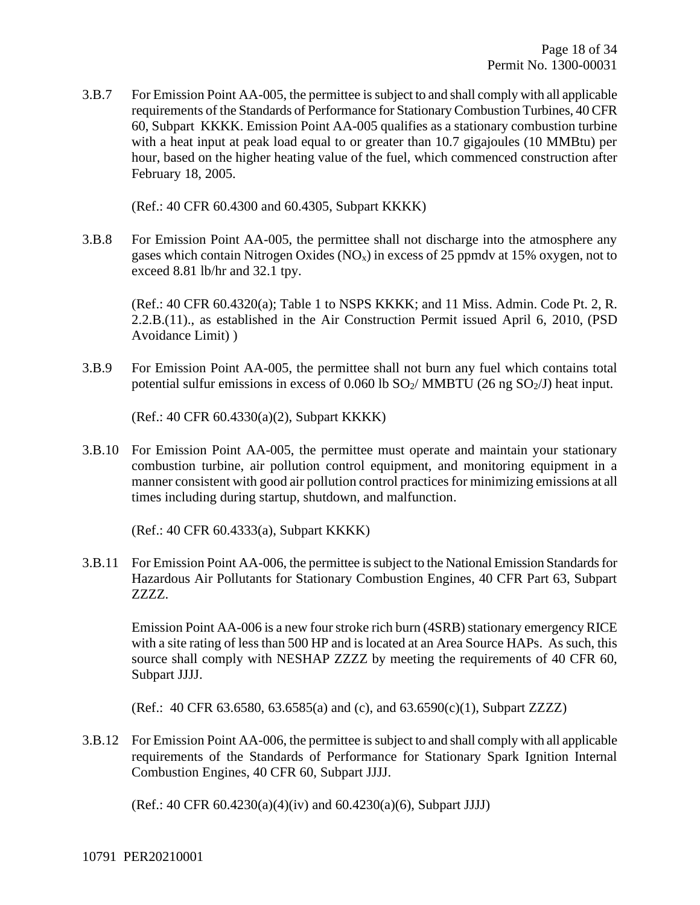3.B.7 For Emission Point AA-005, the permittee is subject to and shall comply with all applicable requirements of the Standards of Performance for Stationary Combustion Turbines, 40 CFR 60, Subpart KKKK. Emission Point AA-005 qualifies as a stationary combustion turbine with a heat input at peak load equal to or greater than 10.7 gigajoules (10 MMBtu) per hour, based on the higher heating value of the fuel, which commenced construction after February 18, 2005.

(Ref.: 40 CFR 60.4300 and 60.4305, Subpart KKKK)

3.B.8 For Emission Point AA-005, the permittee shall not discharge into the atmosphere any gases which contain Nitrogen Oxides ($NO_x$) in excess of 25 ppmdv at 15% oxygen, not to exceed 8.81 lb/hr and 32.1 tpy.

(Ref.: 40 CFR 60.4320(a); Table 1 to NSPS KKKK; and 11 Miss. Admin. Code Pt. 2, R. 2.2.B.(11)., as established in the Air Construction Permit issued April 6, 2010, (PSD Avoidance Limit) )

3.B.9 For Emission Point AA-005, the permittee shall not burn any fuel which contains total potential sulfur emissions in excess of 0.060 lb $SO_2$/ MMBTU (26 ng $SO_2$/J) heat input.

(Ref.: 40 CFR 60.4330(a)(2), Subpart KKKK)

3.B.10 For Emission Point AA-005, the permittee must operate and maintain your stationary combustion turbine, air pollution control equipment, and monitoring equipment in a manner consistent with good air pollution control practices for minimizing emissions at all times including during startup, shutdown, and malfunction.

(Ref.: 40 CFR 60.4333(a), Subpart KKKK)

3.B.11 For Emission Point AA-006, the permittee is subject to the National Emission Standards for Hazardous Air Pollutants for Stationary Combustion Engines, 40 CFR Part 63, Subpart ZZZZ.

Emission Point AA-006 is a new four stroke rich burn (4SRB) stationary emergency RICE with a site rating of less than 500 HP and is located at an Area Source HAPs. As such, this source shall comply with NESHAP ZZZZ by meeting the requirements of 40 CFR 60, Subpart JJJJ.

(Ref.: 40 CFR 63.6580, 63.6585(a) and (c), and 63.6590(c)(1), Subpart ZZZZ)

3.B.12 For Emission Point AA-006, the permittee is subject to and shall comply with all applicable requirements of the Standards of Performance for Stationary Spark Ignition Internal Combustion Engines, 40 CFR 60, Subpart JJJJ.

(Ref.: 40 CFR 60.4230(a)(4)(iv) and 60.4230(a)(6), Subpart JJJJ)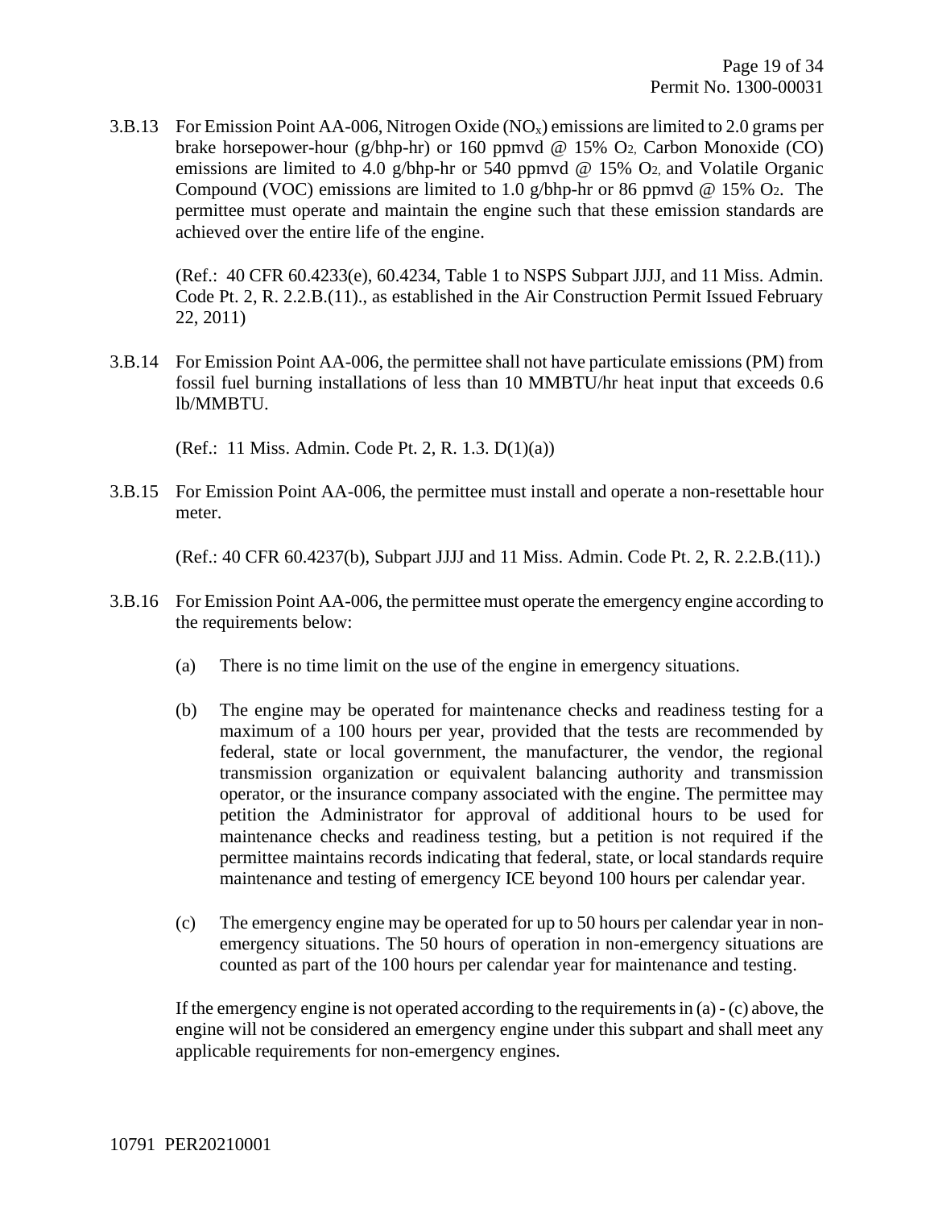3.B.13 For Emission Point AA-006, Nitrogen Oxide ($NO_x$) emissions are limited to 2.0 grams per brake horsepower-hour (g/bhp-hr) or 160 ppmvd @ 15% $O_2$, Carbon Monoxide (CO) emissions are limited to 4.0 g/bhp-hr or 540 ppmvd @ 15% $O_2$, and Volatile Organic Compound (VOC) emissions are limited to 1.0 g/bhp-hr or 86 ppmvd @ 15% $O_2$. The permittee must operate and maintain the engine such that these emission standards are achieved over the entire life of the engine.

(Ref.: 40 CFR 60.4233(e), 60.4234, Table 1 to NSPS Subpart JJJJ, and 11 Miss. Admin. Code Pt. 2, R. 2.2.B.(11)., as established in the Air Construction Permit Issued February 22, 2011)

3.B.14 For Emission Point AA-006, the permittee shall not have particulate emissions (PM) from fossil fuel burning installations of less than 10 MMBTU/hr heat input that exceeds 0.6 lb/MMBTU.

(Ref.: 11 Miss. Admin. Code Pt. 2, R. 1.3. D(1)(a))

3.B.15 For Emission Point AA-006, the permittee must install and operate a non-resettable hour meter.

(Ref.: 40 CFR 60.4237(b), Subpart JJJJ and 11 Miss. Admin. Code Pt. 2, R. 2.2.B.(11).)

3.B.16 For Emission Point AA-006, the permittee must operate the emergency engine according to the requirements below:

(a) There is no time limit on the use of the engine in emergency situations.

(b) The engine may be operated for maintenance checks and readiness testing for a maximum of a 100 hours per year, provided that the tests are recommended by federal, state or local government, the manufacturer, the vendor, the regional transmission organization or equivalent balancing authority and transmission operator, or the insurance company associated with the engine. The permittee may petition the Administrator for approval of additional hours to be used for maintenance checks and readiness testing, but a petition is not required if the permittee maintains records indicating that federal, state, or local standards require maintenance and testing of emergency ICE beyond 100 hours per calendar year.

(c) The emergency engine may be operated for up to 50 hours per calendar year in non-emergency situations. The 50 hours of operation in non-emergency situations are counted as part of the 100 hours per calendar year for maintenance and testing.

If the emergency engine is not operated according to the requirements in (a) - (c) above, the engine will not be considered an emergency engine under this subpart and shall meet any applicable requirements for non-emergency engines.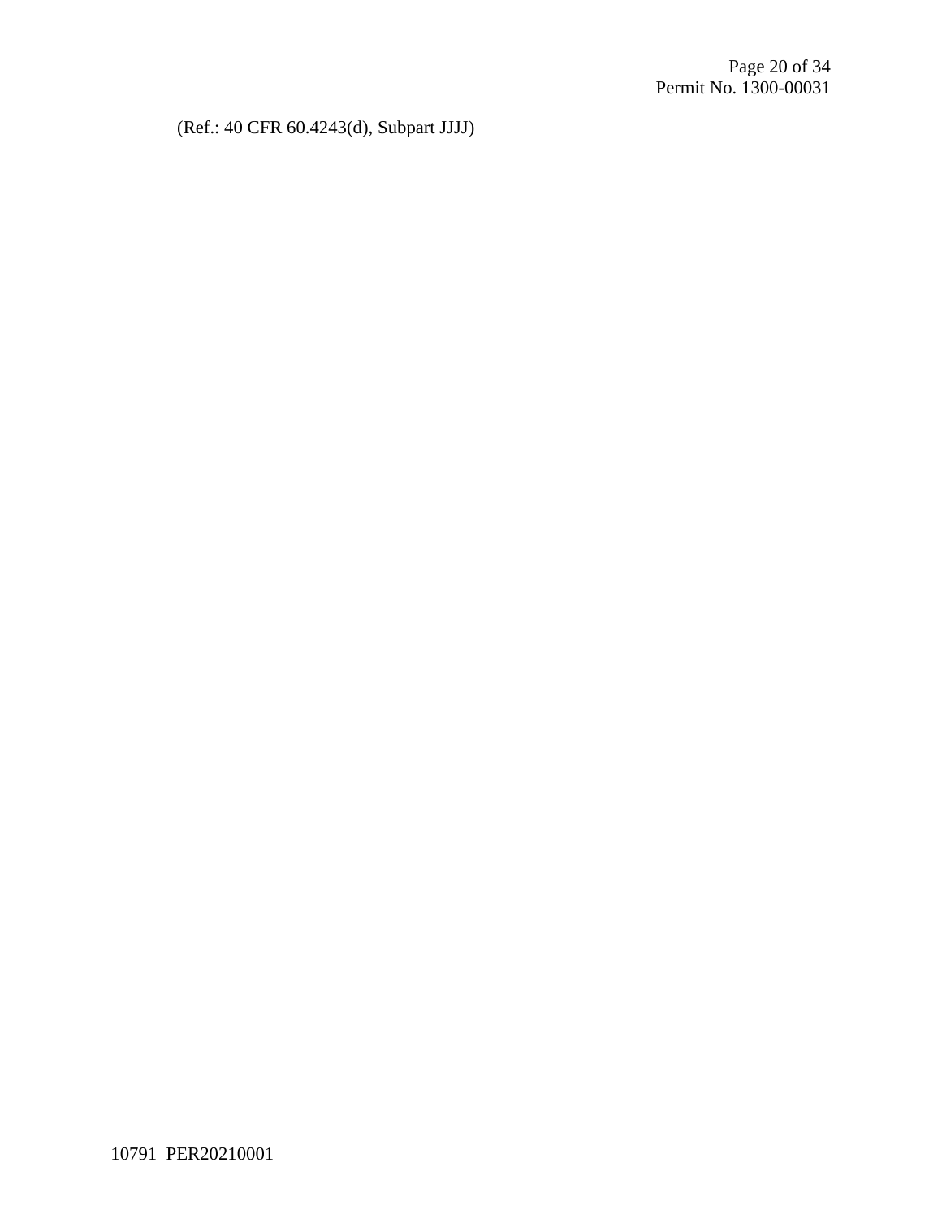(Ref.: 40 CFR 60.4243(d), Subpart JJJJ)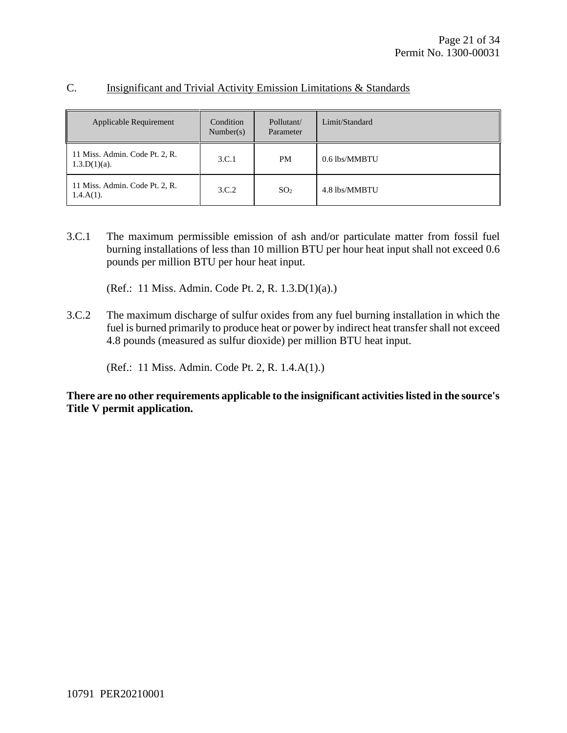## C. Insignificant and Trivial Activity Emission Limitations & Standards

| Applicable Requirement | Condition Number(s) | Pollutant/ Parameter | Limit/Standard |
|---|---|---|---|
| 11 Miss. Admin. Code Pt. 2, R. 1.3.D(1)(a). | 3.C.1 | PM | 0.6 lbs/MMBTU |
| 11 Miss. Admin. Code Pt. 2, R. 1.4.A(1). | 3.C.2 | $SO_2$ | 4.8 lbs/MMBTU |

3.C.1 The maximum permissible emission of ash and/or particulate matter from fossil fuel burning installations of less than 10 million BTU per hour heat input shall not exceed 0.6 pounds per million BTU per hour heat input.

(Ref.: 11 Miss. Admin. Code Pt. 2, R. 1.3.D(1)(a).)

3.C.2 The maximum discharge of sulfur oxides from any fuel burning installation in which the fuel is burned primarily to produce heat or power by indirect heat transfer shall not exceed 4.8 pounds (measured as sulfur dioxide) per million BTU heat input.

(Ref.: 11 Miss. Admin. Code Pt. 2, R. 1.4.A(1).)

**There are no other requirements applicable to the insignificant activities listed in the source's Title V permit application.**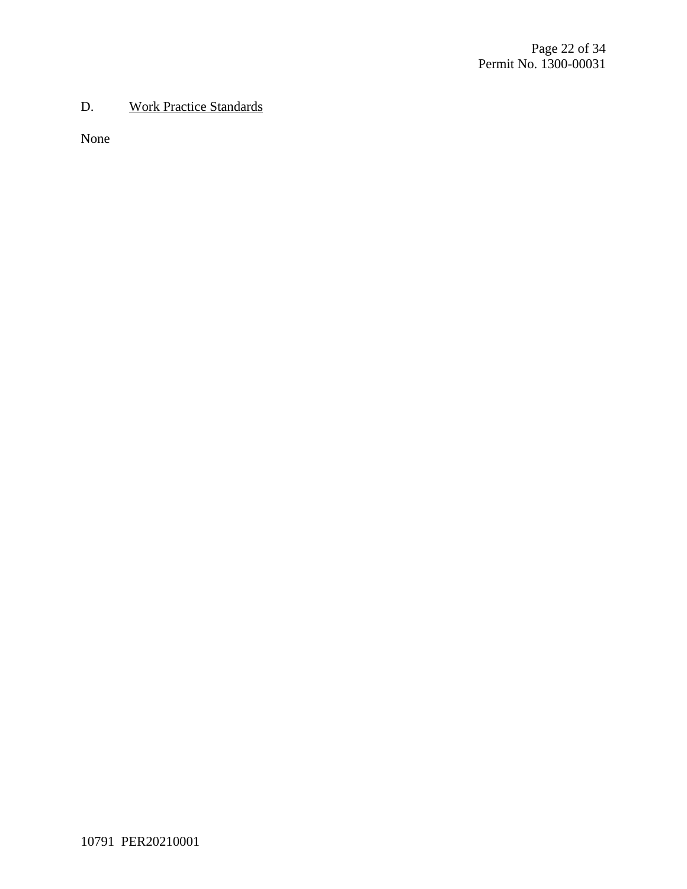D. Work Practice Standards

None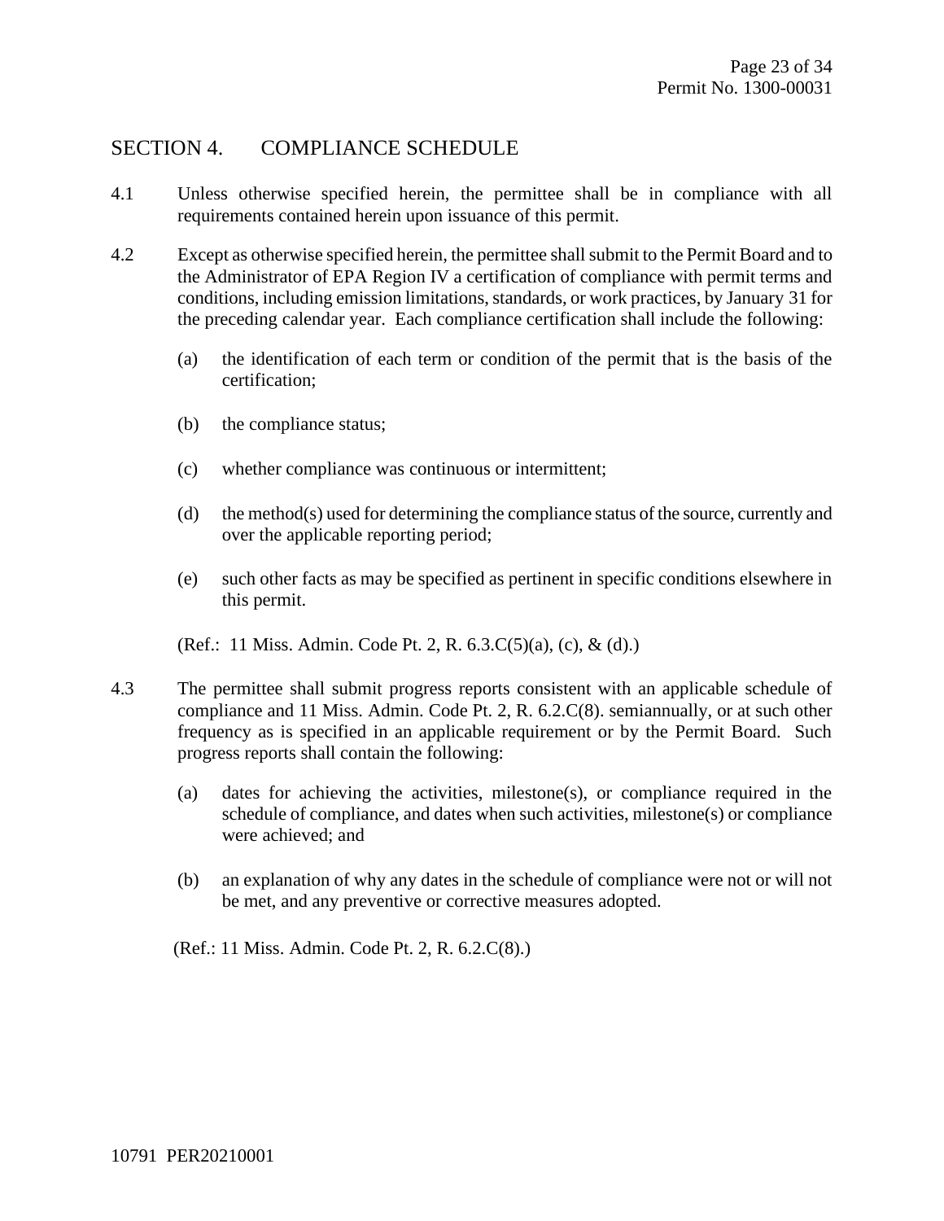## SECTION 4. COMPLIANCE SCHEDULE

4.1 Unless otherwise specified herein, the permittee shall be in compliance with all requirements contained herein upon issuance of this permit.

4.2 Except as otherwise specified herein, the permittee shall submit to the Permit Board and to the Administrator of EPA Region IV a certification of compliance with permit terms and conditions, including emission limitations, standards, or work practices, by January 31 for the preceding calendar year. Each compliance certification shall include the following:

(a) the identification of each term or condition of the permit that is the basis of the certification;

(b) the compliance status;

(c) whether compliance was continuous or intermittent;

(d) the method(s) used for determining the compliance status of the source, currently and over the applicable reporting period;

(e) such other facts as may be specified as pertinent in specific conditions elsewhere in this permit.

(Ref.: 11 Miss. Admin. Code Pt. 2, R. 6.3.C(5)(a), (c), & (d).)

4.3 The permittee shall submit progress reports consistent with an applicable schedule of compliance and 11 Miss. Admin. Code Pt. 2, R. 6.2.C(8). semiannually, or at such other frequency as is specified in an applicable requirement or by the Permit Board. Such progress reports shall contain the following:

(a) dates for achieving the activities, milestone(s), or compliance required in the schedule of compliance, and dates when such activities, milestone(s) or compliance were achieved; and

(b) an explanation of why any dates in the schedule of compliance were not or will not be met, and any preventive or corrective measures adopted.

(Ref.: 11 Miss. Admin. Code Pt. 2, R. 6.2.C(8).)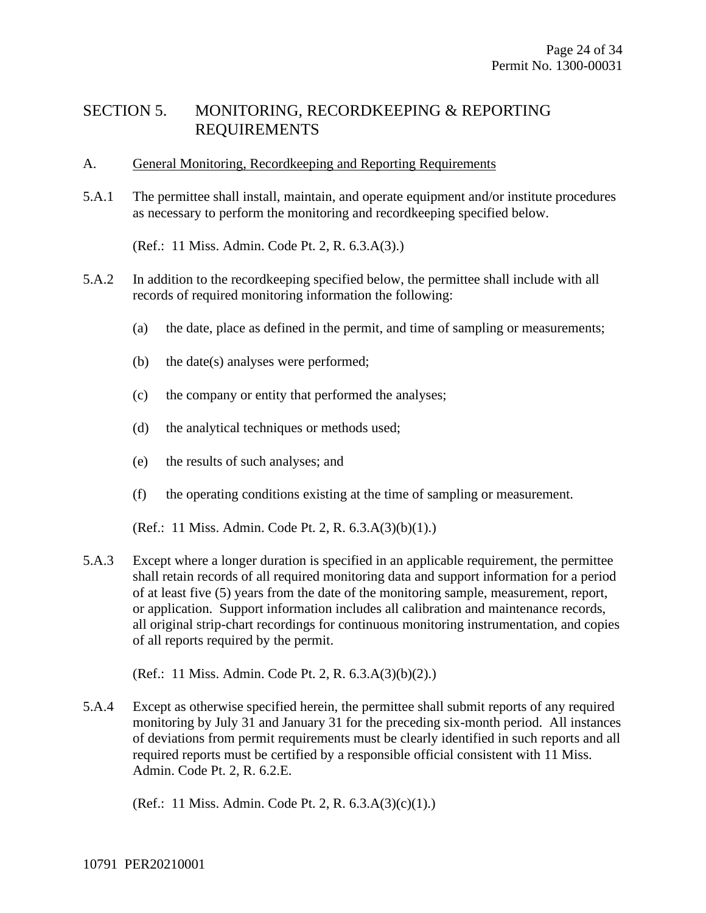# SECTION 5. MONITORING, RECORDKEEPING & REPORTING REQUIREMENTS

## A. General Monitoring, Recordkeeping and Reporting Requirements

5.A.1 The permittee shall install, maintain, and operate equipment and/or institute procedures as necessary to perform the monitoring and recordkeeping specified below.

(Ref.: 11 Miss. Admin. Code Pt. 2, R. 6.3.A(3).)

5.A.2 In addition to the recordkeeping specified below, the permittee shall include with all records of required monitoring information the following:

(a) the date, place as defined in the permit, and time of sampling or measurements;

(b) the date(s) analyses were performed;

(c) the company or entity that performed the analyses;

(d) the analytical techniques or methods used;

(e) the results of such analyses; and

(f) the operating conditions existing at the time of sampling or measurement.

(Ref.: 11 Miss. Admin. Code Pt. 2, R. 6.3.A(3)(b)(1).)

5.A.3 Except where a longer duration is specified in an applicable requirement, the permittee shall retain records of all required monitoring data and support information for a period of at least five (5) years from the date of the monitoring sample, measurement, report, or application. Support information includes all calibration and maintenance records, all original strip-chart recordings for continuous monitoring instrumentation, and copies of all reports required by the permit.

(Ref.: 11 Miss. Admin. Code Pt. 2, R. 6.3.A(3)(b)(2).)

5.A.4 Except as otherwise specified herein, the permittee shall submit reports of any required monitoring by July 31 and January 31 for the preceding six-month period. All instances of deviations from permit requirements must be clearly identified in such reports and all required reports must be certified by a responsible official consistent with 11 Miss. Admin. Code Pt. 2, R. 6.2.E.

(Ref.: 11 Miss. Admin. Code Pt. 2, R. 6.3.A(3)(c)(1).)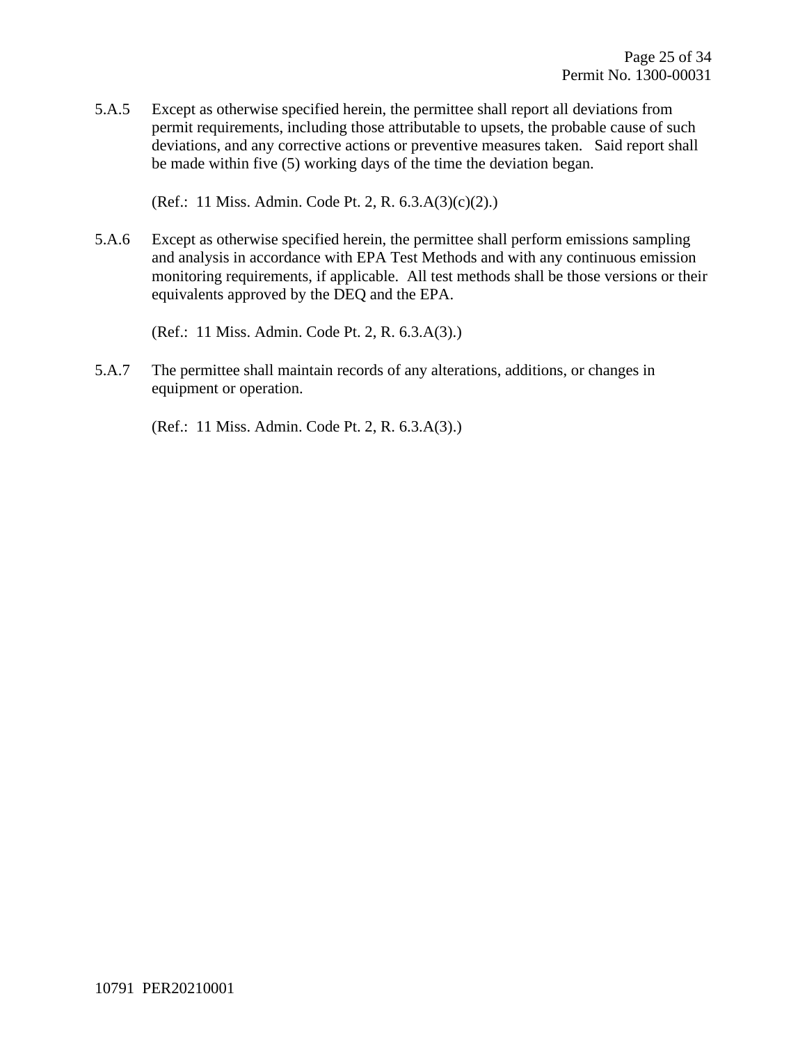5.A.5 Except as otherwise specified herein, the permittee shall report all deviations from permit requirements, including those attributable to upsets, the probable cause of such deviations, and any corrective actions or preventive measures taken. Said report shall be made within five (5) working days of the time the deviation began.

(Ref.: 11 Miss. Admin. Code Pt. 2, R. 6.3.A(3)(c)(2).)

5.A.6 Except as otherwise specified herein, the permittee shall perform emissions sampling and analysis in accordance with EPA Test Methods and with any continuous emission monitoring requirements, if applicable. All test methods shall be those versions or their equivalents approved by the DEQ and the EPA.

(Ref.: 11 Miss. Admin. Code Pt. 2, R. 6.3.A(3).)

5.A.7 The permittee shall maintain records of any alterations, additions, or changes in equipment or operation.

(Ref.: 11 Miss. Admin. Code Pt. 2, R. 6.3.A(3).)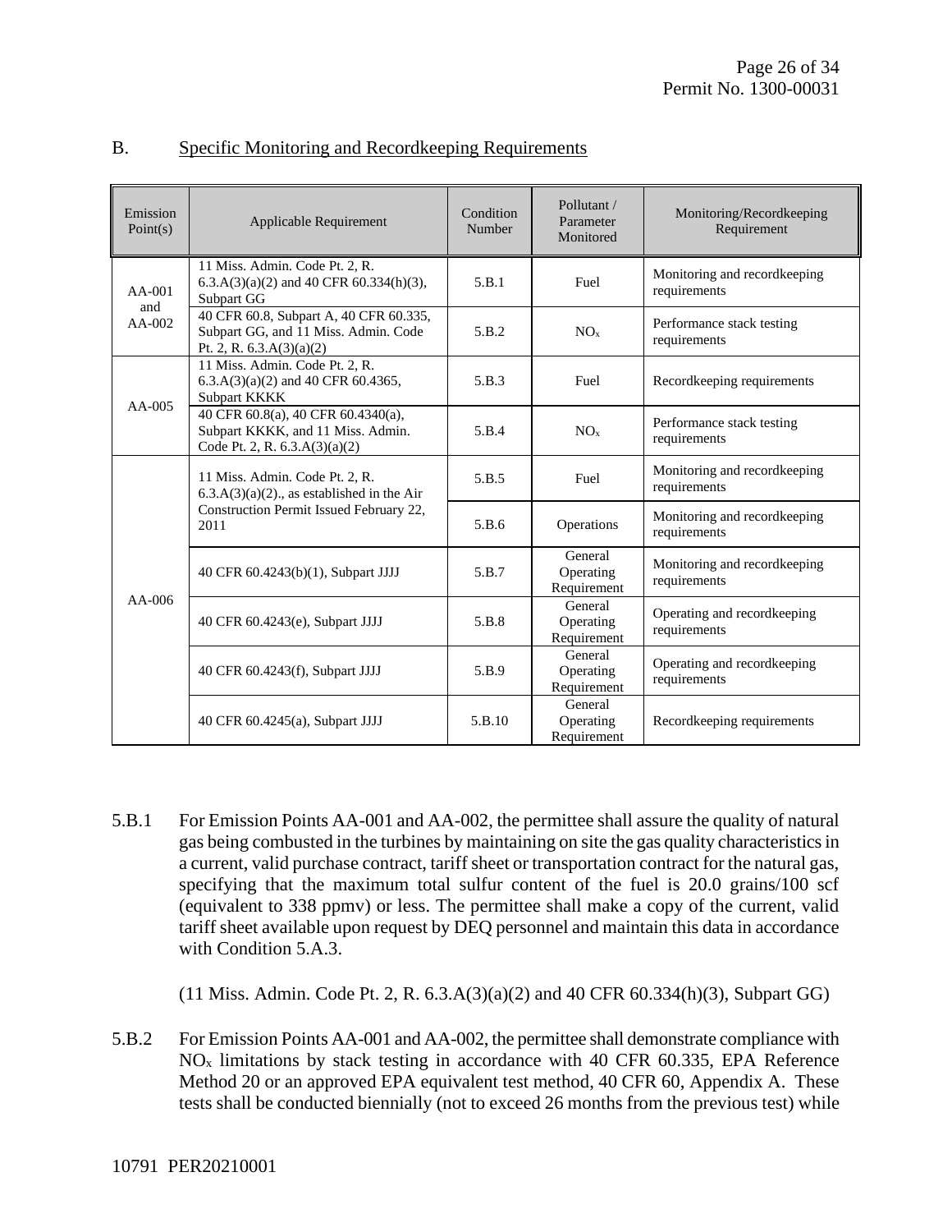## B. Specific Monitoring and Recordkeeping Requirements

| Emission Point(s) | Applicable Requirement | Condition Number | Pollutant / Parameter Monitored | Monitoring/Recordkeeping Requirement |
|---|---|---|---|---|
| AA-001 and AA-002 | 11 Miss. Admin. Code Pt. 2, R. 6.3.A(3)(a)(2) and 40 CFR 60.334(h)(3), Subpart GG | 5.B.1 | Fuel | Monitoring and recordkeeping requirements |
| | 40 CFR 60.8, Subpart A, 40 CFR 60.335, Subpart GG, and 11 Miss. Admin. Code Pt. 2, R. 6.3.A(3)(a)(2) | 5.B.2 | $NO_x$ | Performance stack testing requirements |
| AA-005 | 11 Miss. Admin. Code Pt. 2, R. 6.3.A(3)(a)(2) and 40 CFR 60.4365, Subpart KKKK | 5.B.3 | Fuel | Recordkeeping requirements |
| | 40 CFR 60.8(a), 40 CFR 60.4340(a), Subpart KKKK, and 11 Miss. Admin. Code Pt. 2, R. 6.3.A(3)(a)(2) | 5.B.4 | $NO_x$ | Performance stack testing requirements |
| AA-006 | 11 Miss. Admin. Code Pt. 2, R. 6.3.A(3)(a)(2)., as established in the Air Construction Permit Issued February 22, 2011 | 5.B.5 | Fuel | Monitoring and recordkeeping requirements |
| | | 5.B.6 | Operations | Monitoring and recordkeeping requirements |
| | 40 CFR 60.4243(b)(1), Subpart JJJJ | 5.B.7 | General Operating Requirement | Monitoring and recordkeeping requirements |
| | 40 CFR 60.4243(e), Subpart JJJJ | 5.B.8 | General Operating Requirement | Operating and recordkeeping requirements |
| | 40 CFR 60.4243(f), Subpart JJJJ | 5.B.9 | General Operating Requirement | Operating and recordkeeping requirements |
| | 40 CFR 60.4245(a), Subpart JJJJ | 5.B.10 | General Operating Requirement | Recordkeeping requirements |

5.B.1 For Emission Points AA-001 and AA-002, the permittee shall assure the quality of natural gas being combusted in the turbines by maintaining on site the gas quality characteristics in a current, valid purchase contract, tariff sheet or transportation contract for the natural gas, specifying that the maximum total sulfur content of the fuel is 20.0 grains/100 scf (equivalent to 338 ppmv) or less. The permittee shall make a copy of the current, valid tariff sheet available upon request by DEQ personnel and maintain this data in accordance with Condition 5.A.3.

(11 Miss. Admin. Code Pt. 2, R. 6.3.A(3)(a)(2) and 40 CFR 60.334(h)(3), Subpart GG)

5.B.2 For Emission Points AA-001 and AA-002, the permittee shall demonstrate compliance with $NO_x$ limitations by stack testing in accordance with 40 CFR 60.335, EPA Reference Method 20 or an approved EPA equivalent test method, 40 CFR 60, Appendix A. These tests shall be conducted biennially (not to exceed 26 months from the previous test) while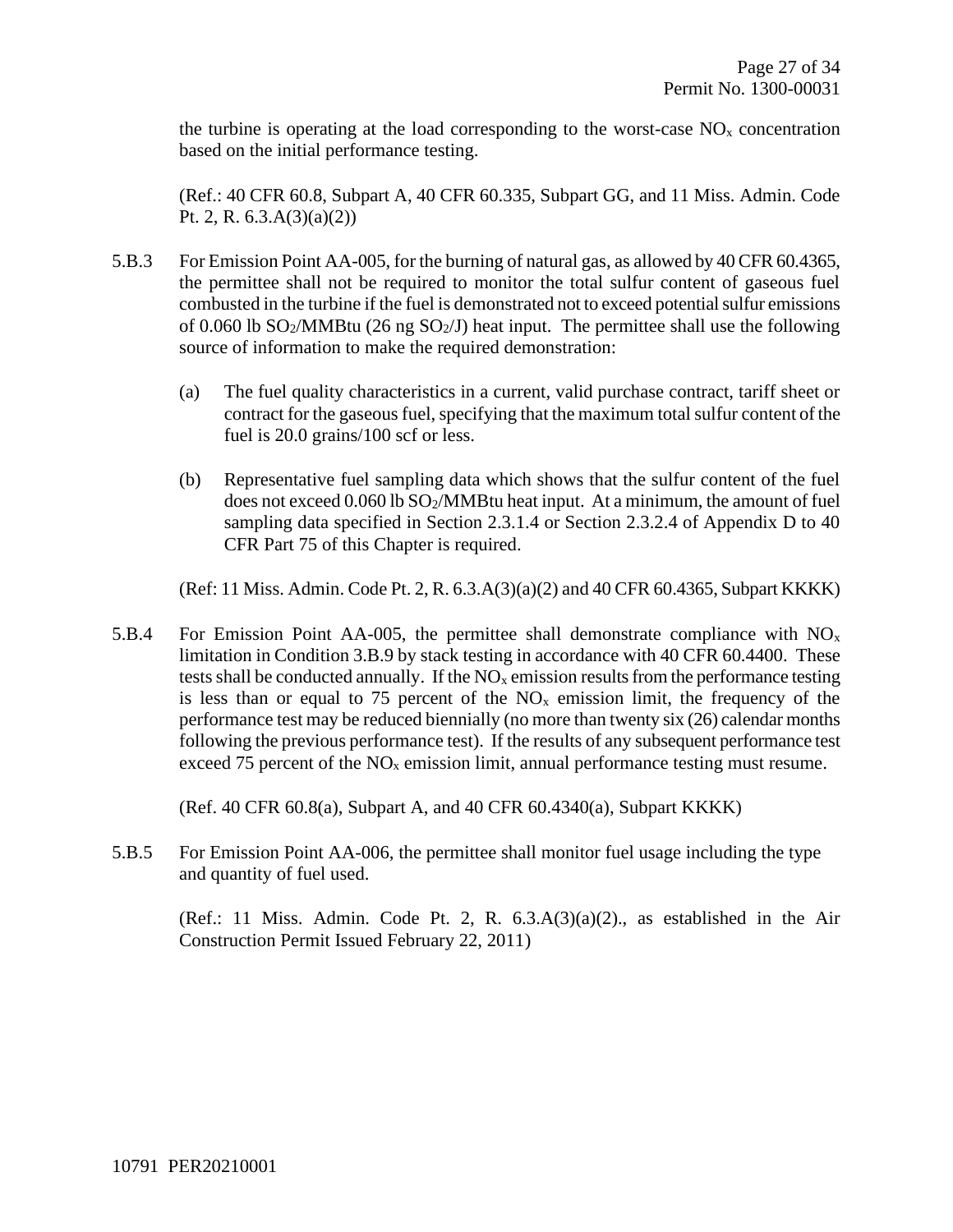the turbine is operating at the load corresponding to the worst-case $NO_x$ concentration based on the initial performance testing.

(Ref.: 40 CFR 60.8, Subpart A, 40 CFR 60.335, Subpart GG, and 11 Miss. Admin. Code Pt. 2, R. 6.3.A(3)(a)(2))

5.B.3 For Emission Point AA-005, for the burning of natural gas, as allowed by 40 CFR 60.4365, the permittee shall not be required to monitor the total sulfur content of gaseous fuel combusted in the turbine if the fuel is demonstrated not to exceed potential sulfur emissions of 0.060 lb $SO_2$/MMBtu (26 ng $SO_2$/J) heat input. The permittee shall use the following source of information to make the required demonstration:

(a) The fuel quality characteristics in a current, valid purchase contract, tariff sheet or contract for the gaseous fuel, specifying that the maximum total sulfur content of the fuel is 20.0 grains/100 scf or less.

(b) Representative fuel sampling data which shows that the sulfur content of the fuel does not exceed 0.060 lb $SO_2$/MMBtu heat input. At a minimum, the amount of fuel sampling data specified in Section 2.3.1.4 or Section 2.3.2.4 of Appendix D to 40 CFR Part 75 of this Chapter is required.

(Ref: 11 Miss. Admin. Code Pt. 2, R. 6.3.A(3)(a)(2) and 40 CFR 60.4365, Subpart KKKK)

5.B.4 For Emission Point AA-005, the permittee shall demonstrate compliance with $NO_x$ limitation in Condition 3.B.9 by stack testing in accordance with 40 CFR 60.4400. These tests shall be conducted annually. If the $NO_x$ emission results from the performance testing is less than or equal to 75 percent of the $NO_x$ emission limit, the frequency of the performance test may be reduced biennially (no more than twenty six (26) calendar months following the previous performance test). If the results of any subsequent performance test exceed 75 percent of the $NO_x$ emission limit, annual performance testing must resume.

(Ref. 40 CFR 60.8(a), Subpart A, and 40 CFR 60.4340(a), Subpart KKKK)

5.B.5 For Emission Point AA-006, the permittee shall monitor fuel usage including the type and quantity of fuel used.

(Ref.: 11 Miss. Admin. Code Pt. 2, R. 6.3.A(3)(a)(2)., as established in the Air Construction Permit Issued February 22, 2011)

10791 PER20210001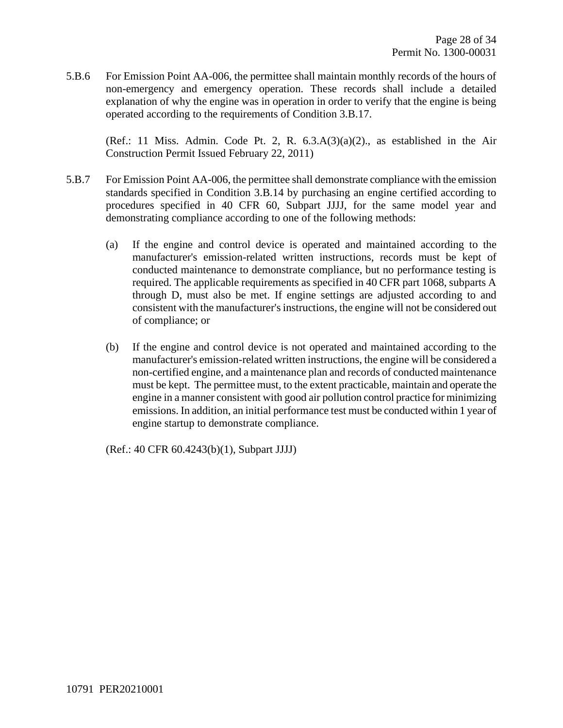5.B.6 For Emission Point AA-006, the permittee shall maintain monthly records of the hours of non-emergency and emergency operation. These records shall include a detailed explanation of why the engine was in operation in order to verify that the engine is being operated according to the requirements of Condition 3.B.17.

(Ref.: 11 Miss. Admin. Code Pt. 2, R. 6.3.A(3)(a)(2)., as established in the Air Construction Permit Issued February 22, 2011)

5.B.7 For Emission Point AA-006, the permittee shall demonstrate compliance with the emission standards specified in Condition 3.B.14 by purchasing an engine certified according to procedures specified in 40 CFR 60, Subpart JJJJ, for the same model year and demonstrating compliance according to one of the following methods:

(a) If the engine and control device is operated and maintained according to the manufacturer's emission-related written instructions, records must be kept of conducted maintenance to demonstrate compliance, but no performance testing is required. The applicable requirements as specified in 40 CFR part 1068, subparts A through D, must also be met. If engine settings are adjusted according to and consistent with the manufacturer's instructions, the engine will not be considered out of compliance; or

(b) If the engine and control device is not operated and maintained according to the manufacturer's emission-related written instructions, the engine will be considered a non-certified engine, and a maintenance plan and records of conducted maintenance must be kept. The permittee must, to the extent practicable, maintain and operate the engine in a manner consistent with good air pollution control practice for minimizing emissions. In addition, an initial performance test must be conducted within 1 year of engine startup to demonstrate compliance.

(Ref.: 40 CFR 60.4243(b)(1), Subpart JJJJ)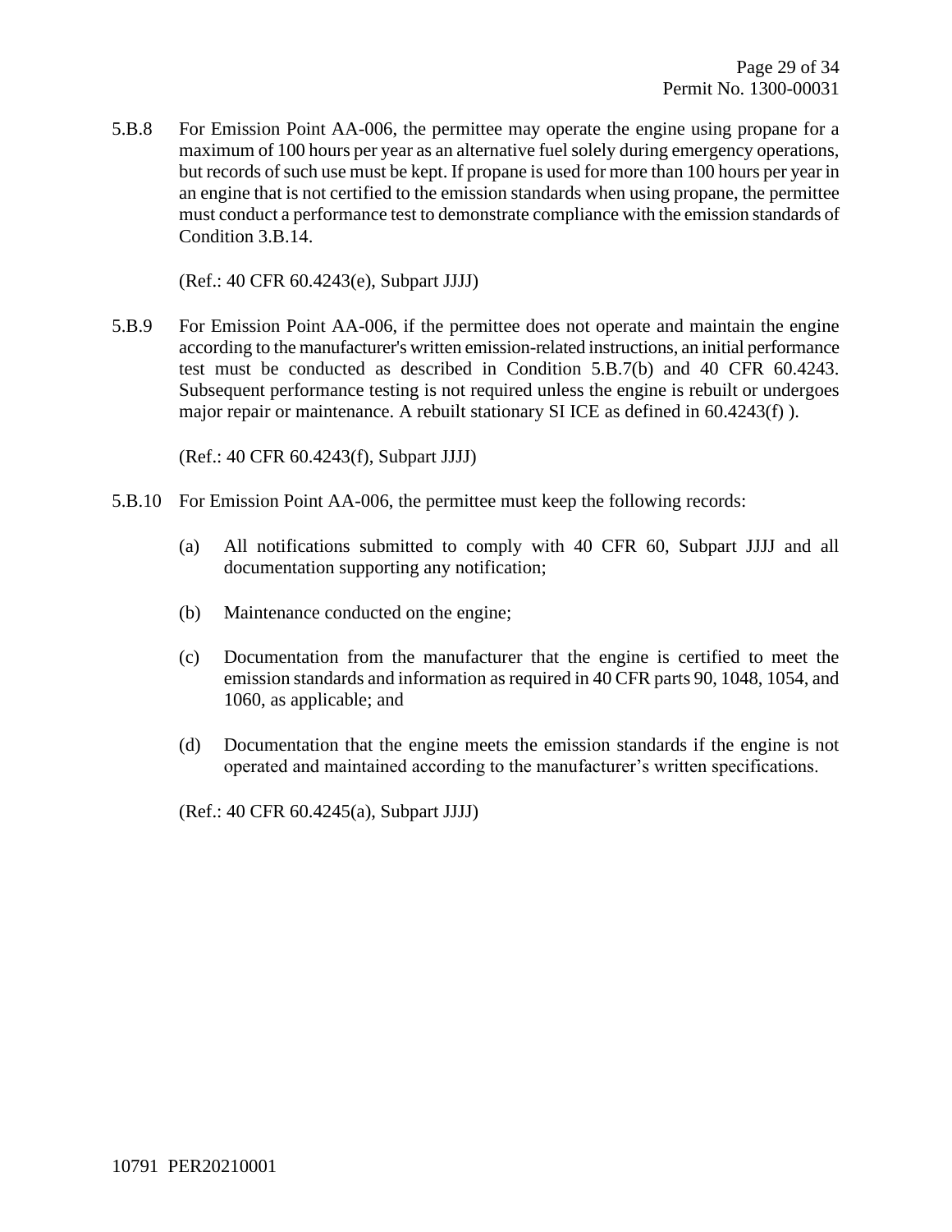5.B.8 For Emission Point AA-006, the permittee may operate the engine using propane for a maximum of 100 hours per year as an alternative fuel solely during emergency operations, but records of such use must be kept. If propane is used for more than 100 hours per year in an engine that is not certified to the emission standards when using propane, the permittee must conduct a performance test to demonstrate compliance with the emission standards of Condition 3.B.14.

(Ref.: 40 CFR 60.4243(e), Subpart JJJJ)

5.B.9 For Emission Point AA-006, if the permittee does not operate and maintain the engine according to the manufacturer's written emission-related instructions, an initial performance test must be conducted as described in Condition 5.B.7(b) and 40 CFR 60.4243. Subsequent performance testing is not required unless the engine is rebuilt or undergoes major repair or maintenance. A rebuilt stationary SI ICE as defined in 60.4243(f) ).

(Ref.: 40 CFR 60.4243(f), Subpart JJJJ)

5.B.10 For Emission Point AA-006, the permittee must keep the following records:

(a) All notifications submitted to comply with 40 CFR 60, Subpart JJJJ and all documentation supporting any notification;

(b) Maintenance conducted on the engine;

(c) Documentation from the manufacturer that the engine is certified to meet the emission standards and information as required in 40 CFR parts 90, 1048, 1054, and 1060, as applicable; and

(d) Documentation that the engine meets the emission standards if the engine is not operated and maintained according to the manufacturer's written specifications.

(Ref.: 40 CFR 60.4245(a), Subpart JJJJ)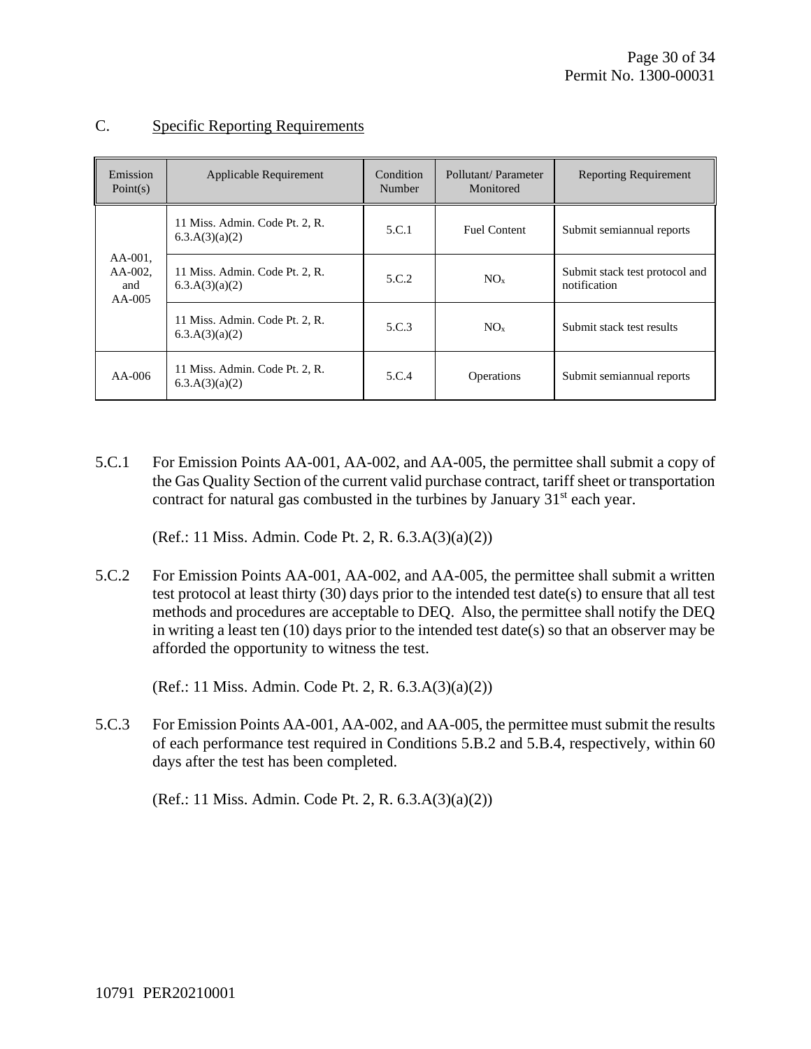## C. Specific Reporting Requirements

| Emission Point(s) | Applicable Requirement | Condition Number | Pollutant/ Parameter Monitored | Reporting Requirement |
|---|---|---|---|---|
| AA-001, AA-002, and AA-005 | 11 Miss. Admin. Code Pt. 2, R. 6.3.A(3)(a)(2) | 5.C.1 | Fuel Content | Submit semiannual reports |
| | 11 Miss. Admin. Code Pt. 2, R. 6.3.A(3)(a)(2) | 5.C.2 | $NO_x$ | Submit stack test protocol and notification |
| | 11 Miss. Admin. Code Pt. 2, R. 6.3.A(3)(a)(2) | 5.C.3 | $NO_x$ | Submit stack test results |
| AA-006 | 11 Miss. Admin. Code Pt. 2, R. 6.3.A(3)(a)(2) | 5.C.4 | Operations | Submit semiannual reports |

5.C.1 For Emission Points AA-001, AA-002, and AA-005, the permittee shall submit a copy of the Gas Quality Section of the current valid purchase contract, tariff sheet or transportation contract for natural gas combusted in the turbines by January 31st each year.

(Ref.: 11 Miss. Admin. Code Pt. 2, R. 6.3.A(3)(a)(2))

5.C.2 For Emission Points AA-001, AA-002, and AA-005, the permittee shall submit a written test protocol at least thirty (30) days prior to the intended test date(s) to ensure that all test methods and procedures are acceptable to DEQ. Also, the permittee shall notify the DEQ in writing a least ten (10) days prior to the intended test date(s) so that an observer may be afforded the opportunity to witness the test.

(Ref.: 11 Miss. Admin. Code Pt. 2, R. 6.3.A(3)(a)(2))

5.C.3 For Emission Points AA-001, AA-002, and AA-005, the permittee must submit the results of each performance test required in Conditions 5.B.2 and 5.B.4, respectively, within 60 days after the test has been completed.

(Ref.: 11 Miss. Admin. Code Pt. 2, R. 6.3.A(3)(a)(2))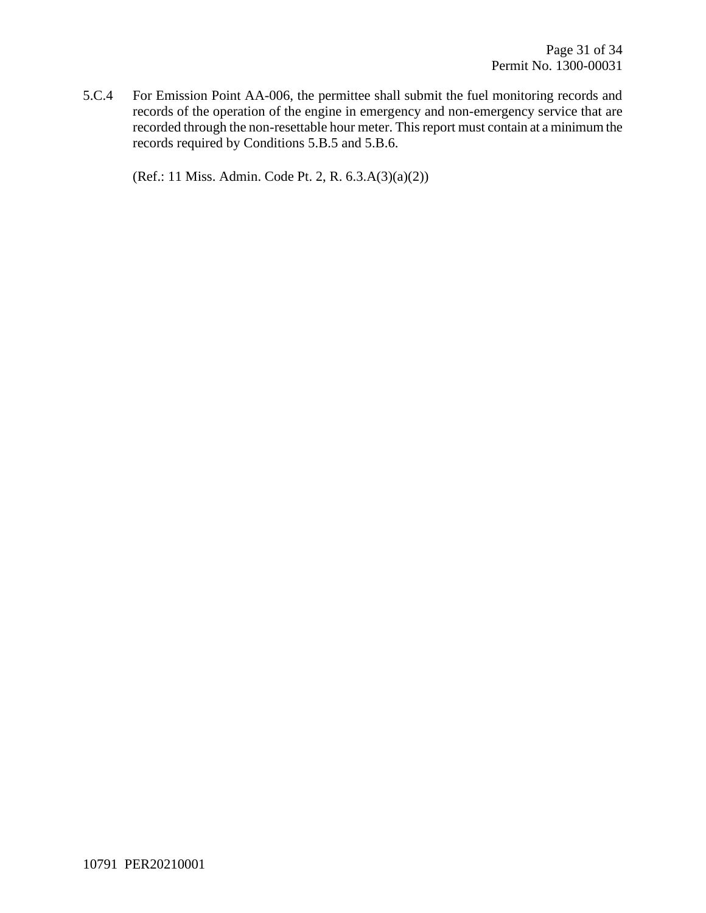5.C.4 For Emission Point AA-006, the permittee shall submit the fuel monitoring records and records of the operation of the engine in emergency and non-emergency service that are recorded through the non-resettable hour meter. This report must contain at a minimum the records required by Conditions 5.B.5 and 5.B.6.

(Ref.: 11 Miss. Admin. Code Pt. 2, R. 6.3.A(3)(a)(2))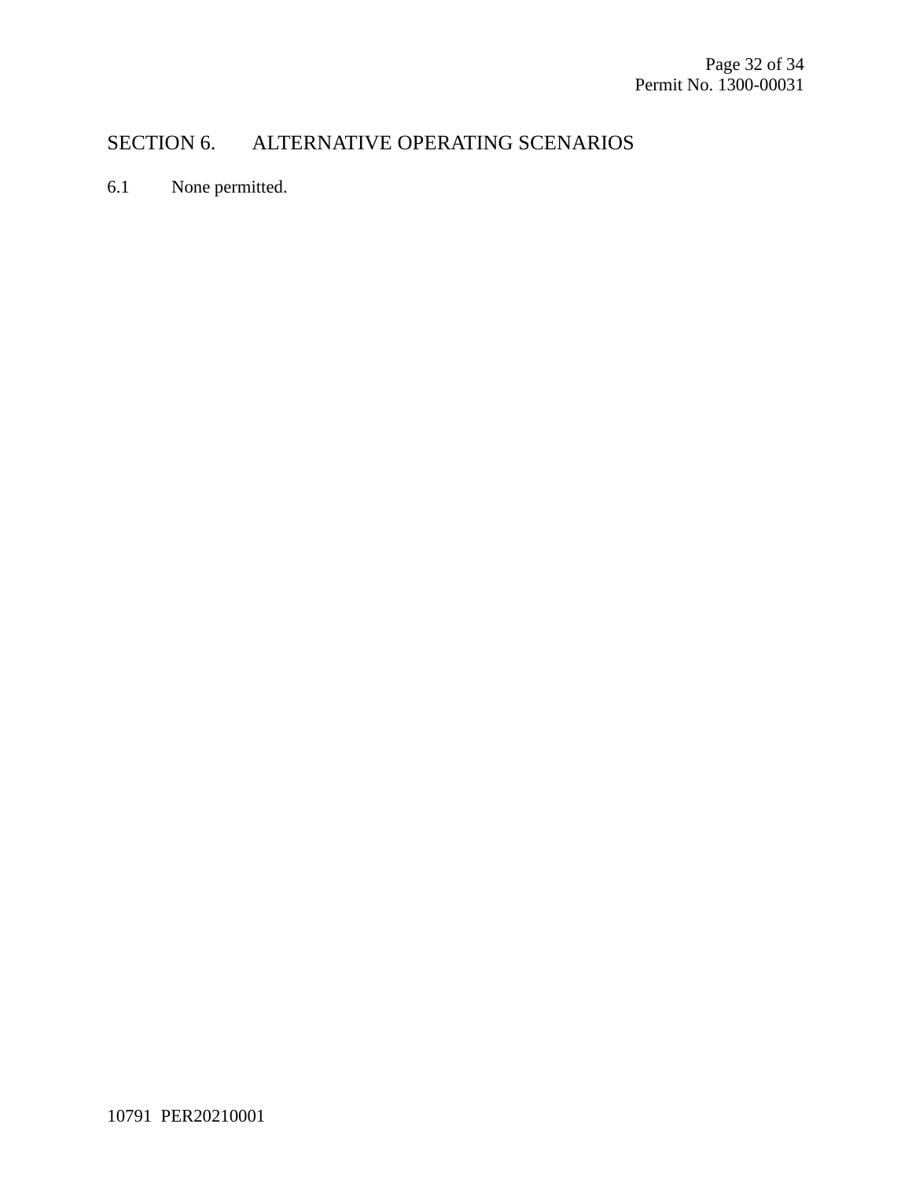# SECTION 6. ALTERNATIVE OPERATING SCENARIOS

6.1 None permitted.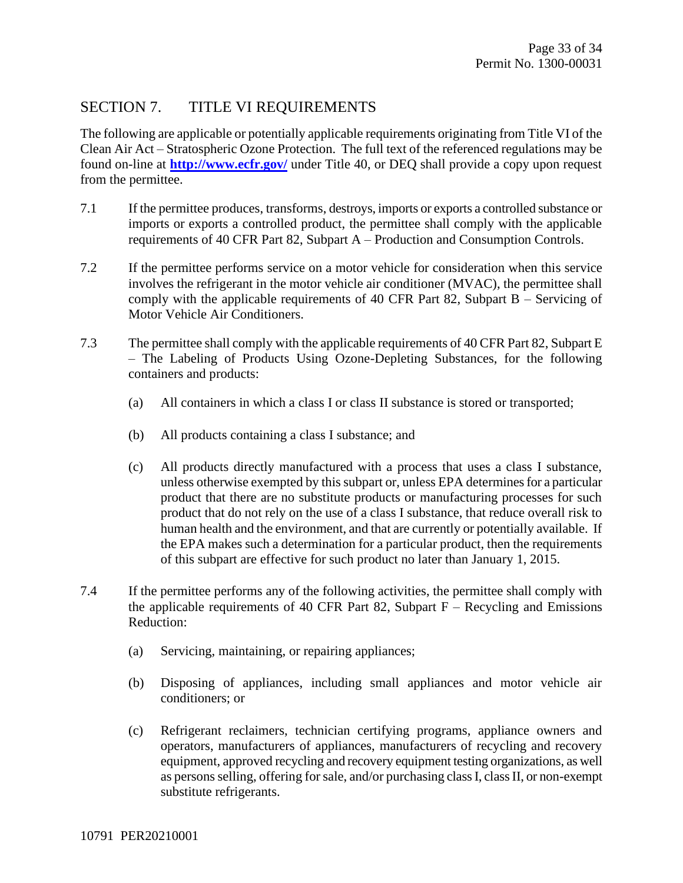## SECTION 7. TITLE VI REQUIREMENTS

The following are applicable or potentially applicable requirements originating from Title VI of the Clean Air Act – Stratospheric Ozone Protection. The full text of the referenced regulations may be found on-line at **http://www.ecfr.gov/** under Title 40, or DEQ shall provide a copy upon request from the permittee.

7.1 If the permittee produces, transforms, destroys, imports or exports a controlled substance or imports or exports a controlled product, the permittee shall comply with the applicable requirements of 40 CFR Part 82, Subpart A – Production and Consumption Controls.

7.2 If the permittee performs service on a motor vehicle for consideration when this service involves the refrigerant in the motor vehicle air conditioner (MVAC), the permittee shall comply with the applicable requirements of 40 CFR Part 82, Subpart B – Servicing of Motor Vehicle Air Conditioners.

7.3 The permittee shall comply with the applicable requirements of 40 CFR Part 82, Subpart E – The Labeling of Products Using Ozone-Depleting Substances, for the following containers and products:

(a) All containers in which a class I or class II substance is stored or transported;

(b) All products containing a class I substance; and

(c) All products directly manufactured with a process that uses a class I substance, unless otherwise exempted by this subpart or, unless EPA determines for a particular product that there are no substitute products or manufacturing processes for such product that do not rely on the use of a class I substance, that reduce overall risk to human health and the environment, and that are currently or potentially available. If the EPA makes such a determination for a particular product, then the requirements of this subpart are effective for such product no later than January 1, 2015.

7.4 If the permittee performs any of the following activities, the permittee shall comply with the applicable requirements of 40 CFR Part 82, Subpart F – Recycling and Emissions Reduction:

(a) Servicing, maintaining, or repairing appliances;

(b) Disposing of appliances, including small appliances and motor vehicle air conditioners; or

(c) Refrigerant reclaimers, technician certifying programs, appliance owners and operators, manufacturers of appliances, manufacturers of recycling and recovery equipment, approved recycling and recovery equipment testing organizations, as well as persons selling, offering for sale, and/or purchasing class I, class II, or non-exempt substitute refrigerants.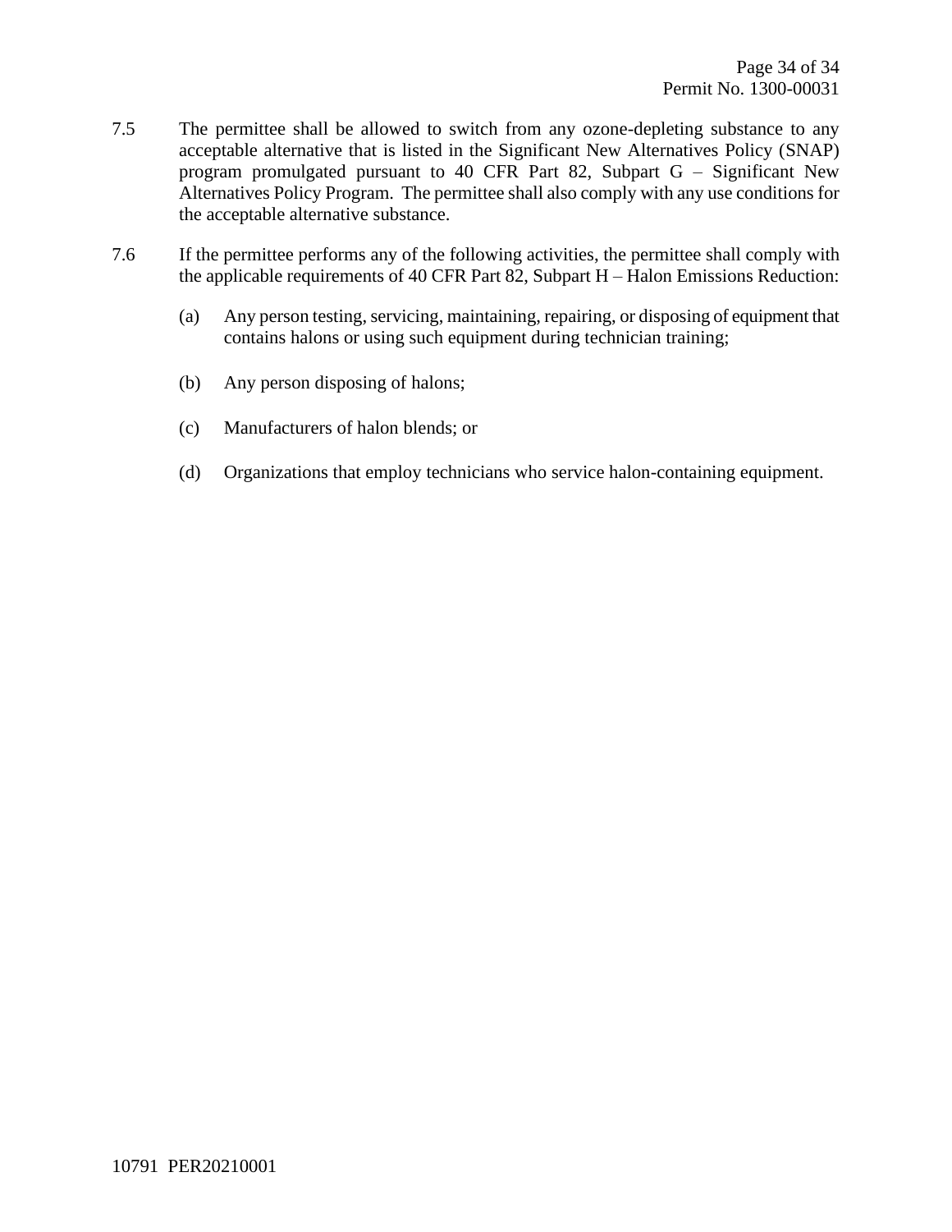7.5 The permittee shall be allowed to switch from any ozone-depleting substance to any acceptable alternative that is listed in the Significant New Alternatives Policy (SNAP) program promulgated pursuant to 40 CFR Part 82, Subpart G – Significant New Alternatives Policy Program. The permittee shall also comply with any use conditions for the acceptable alternative substance.

7.6 If the permittee performs any of the following activities, the permittee shall comply with the applicable requirements of 40 CFR Part 82, Subpart H – Halon Emissions Reduction:

(a) Any person testing, servicing, maintaining, repairing, or disposing of equipment that contains halons or using such equipment during technician training;

(b) Any person disposing of halons;

(c) Manufacturers of halon blends; or

(d) Organizations that employ technicians who service halon-containing equipment.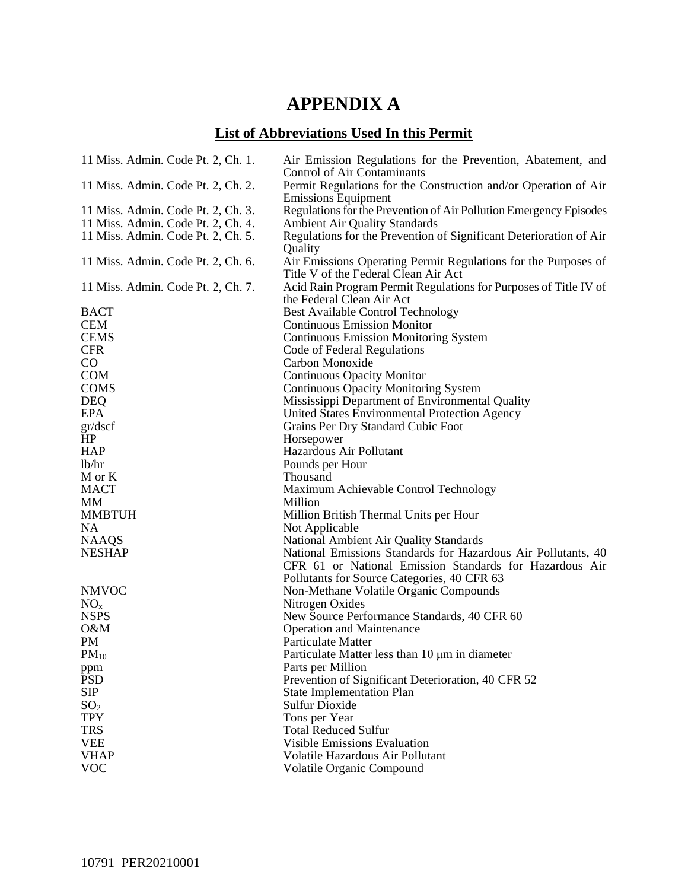# APPENDIX A

## List of Abbreviations Used In this Permit

| | |
|---|---|
| 11 Miss. Admin. Code Pt. 2, Ch. 1. | Air Emission Regulations for the Prevention, Abatement, and Control of Air Contaminants |
| 11 Miss. Admin. Code Pt. 2, Ch. 2. | Permit Regulations for the Construction and/or Operation of Air Emissions Equipment |
| 11 Miss. Admin. Code Pt. 2, Ch. 3. | Regulations for the Prevention of Air Pollution Emergency Episodes |
| 11 Miss. Admin. Code Pt. 2, Ch. 4. | Ambient Air Quality Standards |
| 11 Miss. Admin. Code Pt. 2, Ch. 5. | Regulations for the Prevention of Significant Deterioration of Air Quality |
| 11 Miss. Admin. Code Pt. 2, Ch. 6. | Air Emissions Operating Permit Regulations for the Purposes of Title V of the Federal Clean Air Act |
| 11 Miss. Admin. Code Pt. 2, Ch. 7. | Acid Rain Program Permit Regulations for Purposes of Title IV of the Federal Clean Air Act |
| BACT | Best Available Control Technology |
| CEM | Continuous Emission Monitor |
| CEMS | Continuous Emission Monitoring System |
| CFR | Code of Federal Regulations |
| CO | Carbon Monoxide |
| COM | Continuous Opacity Monitor |
| COMS | Continuous Opacity Monitoring System |
| DEQ | Mississippi Department of Environmental Quality |
| EPA | United States Environmental Protection Agency |
| gr/dscf | Grains Per Dry Standard Cubic Foot |
| HP | Horsepower |
| HAP | Hazardous Air Pollutant |
| lb/hr | Pounds per Hour |
| M or K | Thousand |
| MACT | Maximum Achievable Control Technology |
| MM | Million |
| MMBTUH | Million British Thermal Units per Hour |
| NA | Not Applicable |
| NAAQS | National Ambient Air Quality Standards |
| NESHAP | National Emissions Standards for Hazardous Air Pollutants, 40 CFR 61 or National Emission Standards for Hazardous Air Pollutants for Source Categories, 40 CFR 63 |
| NMVOC | Non-Methane Volatile Organic Compounds |
| $NO_x$ | Nitrogen Oxides |
| NSPS | New Source Performance Standards, 40 CFR 60 |
| O&M | Operation and Maintenance |
| PM | Particulate Matter |
| $PM_{10}$ | Particulate Matter less than 10 μm in diameter |
| ppm | Parts per Million |
| PSD | Prevention of Significant Deterioration, 40 CFR 52 |
| SIP | State Implementation Plan |
| $SO_2$ | Sulfur Dioxide |
| TPY | Tons per Year |
| TRS | Total Reduced Sulfur |
| VEE | Visible Emissions Evaluation |
| VHAP | Volatile Hazardous Air Pollutant |
| VOC | Volatile Organic Compound |

10791 PER20210001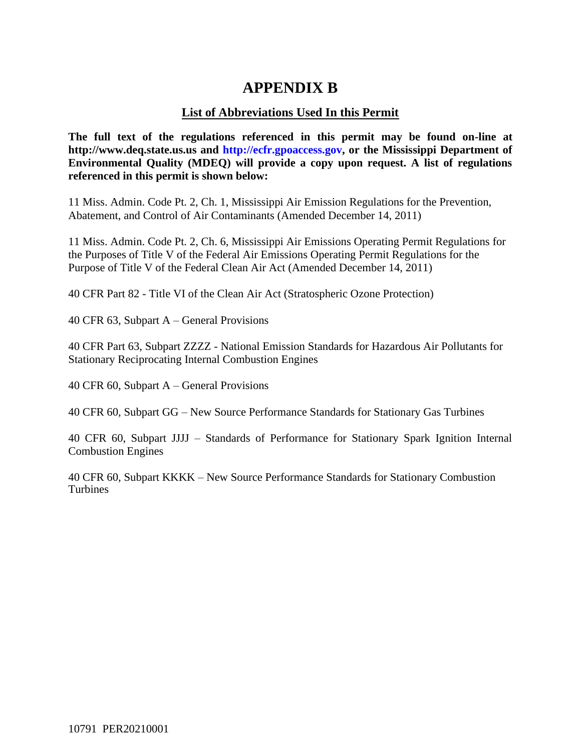# APPENDIX B

## List of Abbreviations Used In this Permit

**The full text of the regulations referenced in this permit may be found on-line at http://www.deq.state.us.us and http://ecfr.gpoaccess.gov, or the Mississippi Department of Environmental Quality (MDEQ) will provide a copy upon request. A list of regulations referenced in this permit is shown below:**

11 Miss. Admin. Code Pt. 2, Ch. 1, Mississippi Air Emission Regulations for the Prevention, Abatement, and Control of Air Contaminants (Amended December 14, 2011)

11 Miss. Admin. Code Pt. 2, Ch. 6, Mississippi Air Emissions Operating Permit Regulations for the Purposes of Title V of the Federal Air Emissions Operating Permit Regulations for the Purpose of Title V of the Federal Clean Air Act (Amended December 14, 2011)

40 CFR Part 82 - Title VI of the Clean Air Act (Stratospheric Ozone Protection)

40 CFR 63, Subpart A – General Provisions

40 CFR Part 63, Subpart ZZZZ - National Emission Standards for Hazardous Air Pollutants for Stationary Reciprocating Internal Combustion Engines

40 CFR 60, Subpart A – General Provisions

40 CFR 60, Subpart GG – New Source Performance Standards for Stationary Gas Turbines

40 CFR 60, Subpart JJJJ – Standards of Performance for Stationary Spark Ignition Internal Combustion Engines

40 CFR 60, Subpart KKKK – New Source Performance Standards for Stationary Combustion Turbines

10791 PER20210001